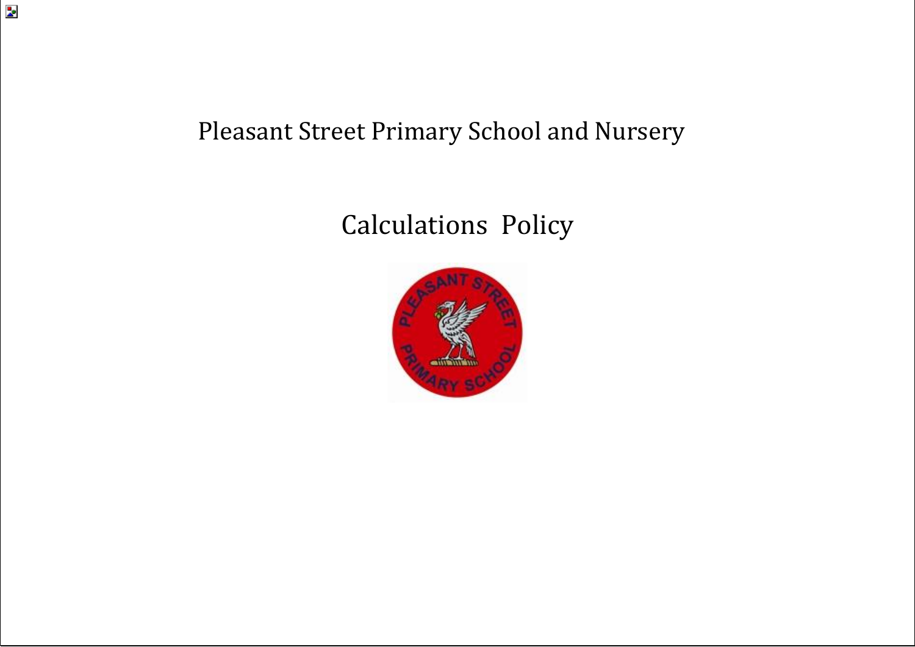# Pleasant Street Primary School and Nursery

## Calculations Policy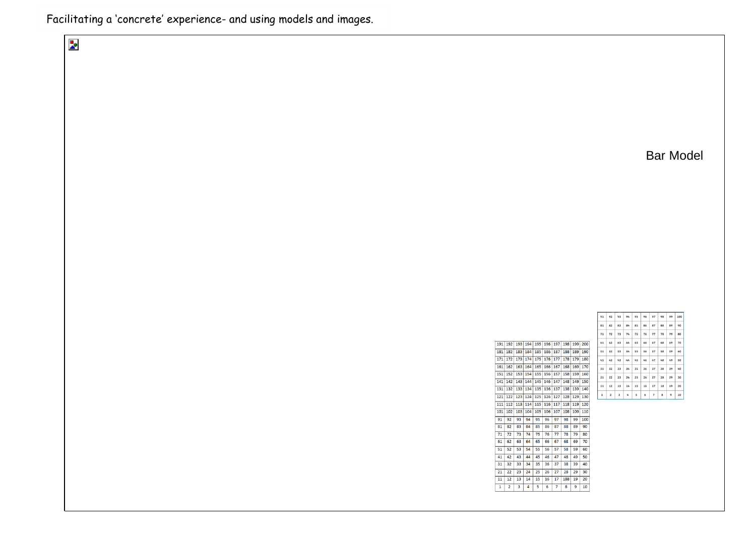Facilitating a 'concrete' experience- and using models and images.

Bar Model

| 191 | 192 | 193 | 194 | 195 | 196 | 197 | 198 | 199 | 200 |
|---|---|---|---|---|---|---|---|---|---|
| 181 | 182 | 183 | 184 | 185 | 186 | 187 | 188 | 189 | 190 |
| 171 | 172 | 173 | 174 | 175 | 176 | 177 | 178 | 179 | 180 |
| 161 | 162 | 163 | 164 | 165 | 166 | 167 | 168 | 169 | 170 |
| 151 | 152 | 153 | 154 | 155 | 156 | 157 | 158 | 159 | 160 |
| 141 | 142 | 143 | 144 | 145 | 146 | 147 | 148 | 149 | 150 |
| 131 | 132 | 133 | 134 | 135 | 136 | 137 | 138 | 139 | 140 |
| 121 | 122 | 123 | 124 | 125 | 126 | 127 | 128 | 129 | 130 |
| 111 | 112 | 113 | 114 | 115 | 116 | 117 | 118 | 119 | 120 |
| 101 | 102 | 103 | 104 | 105 | 106 | 107 | 108 | 109 | 110 |
| 91 | 92 | 93 | 94 | 95 | 96 | 97 | 98 | 99 | 100 |
| 81 | 82 | 83 | 84 | 85 | 86 | 87 | 88 | 89 | 90 |
| 71 | 72 | 73 | 74 | 75 | 76 | 77 | 78 | 79 | 80 |
| 61 | 62 | 63 | 64 | 65 | 66 | 67 | 68 | 69 | 70 |
| 51 | 52 | 53 | 54 | 55 | 56 | 57 | 58 | 59 | 60 |
| 41 | 42 | 43 | 44 | 45 | 46 | 47 | 48 | 49 | 50 |
| 31 | 32 | 33 | 34 | 35 | 36 | 37 | 38 | 39 | 40 |
| 21 | 22 | 23 | 24 | 25 | 26 | 27 | 28 | 29 | 30 |
| 11 | 12 | 13 | 14 | 15 | 16 | 17 | 188 | 19 | 20 |
| 1 | 2 | 3 | 4 | 5 | 6 | 7 | 8 | 9 | 10 |

| 91 | 92 | 93 | 94 | 95 | 96 | 97 | 98 | 99 | 100 |
|---|---|---|---|---|---|---|---|---|---|
| 81 | 82 | 83 | 84 | 85 | 86 | 87 | 88 | 89 | 90 |
| 71 | 72 | 73 | 74 | 75 | 76 | 77 | 78 | 79 | 80 |
| 61 | 62 | 63 | 64 | 65 | 66 | 67 | 68 | 69 | 70 |
| 51 | 52 | 53 | 54 | 55 | 56 | 57 | 58 | 59 | 60 |
| 41 | 42 | 43 | 44 | 45 | 46 | 47 | 48 | 49 | 50 |
| 31 | 32 | 33 | 34 | 35 | 36 | 37 | 38 | 39 | 40 |
| 21 | 22 | 23 | 24 | 25 | 26 | 27 | 28 | 29 | 30 |
| 11 | 12 | 13 | 14 | 15 | 16 | 17 | 18 | 19 | 20 |
| 1 | 2 | 3 | 4 | 5 | 6 | 7 | 8 | 9 | 10 |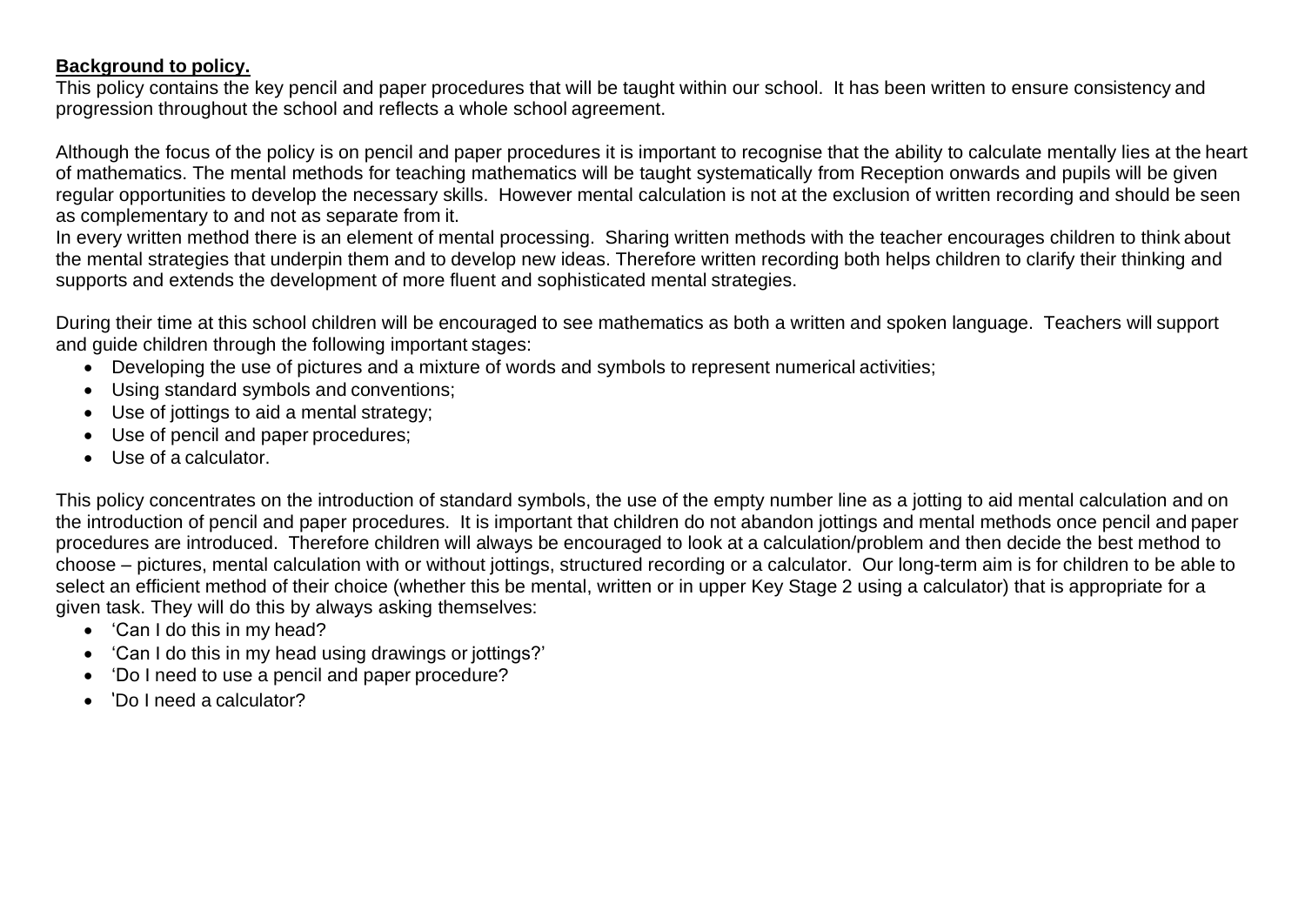**Background to policy.**

This policy contains the key pencil and paper procedures that will be taught within our school. It has been written to ensure consistency and progression throughout the school and reflects a whole school agreement.

Although the focus of the policy is on pencil and paper procedures it is important to recognise that the ability to calculate mentally lies at the heart of mathematics. The mental methods for teaching mathematics will be taught systematically from Reception onwards and pupils will be given regular opportunities to develop the necessary skills. However mental calculation is not at the exclusion of written recording and should be seen as complementary to and not as separate from it.

In every written method there is an element of mental processing. Sharing written methods with the teacher encourages children to think about the mental strategies that underpin them and to develop new ideas. Therefore written recording both helps children to clarify their thinking and supports and extends the development of more fluent and sophisticated mental strategies.

During their time at this school children will be encouraged to see mathematics as both a written and spoken language. Teachers will support and guide children through the following important stages:

- Developing the use of pictures and a mixture of words and symbols to represent numerical activities;
- Using standard symbols and conventions;
- Use of jottings to aid a mental strategy;
- Use of pencil and paper procedures;
- Use of a calculator.

This policy concentrates on the introduction of standard symbols, the use of the empty number line as a jotting to aid mental calculation and on the introduction of pencil and paper procedures. It is important that children do not abandon jottings and mental methods once pencil and paper procedures are introduced. Therefore children will always be encouraged to look at a calculation/problem and then decide the best method to choose – pictures, mental calculation with or without jottings, structured recording or a calculator. Our long-term aim is for children to be able to select an efficient method of their choice (whether this be mental, written or in upper Key Stage 2 using a calculator) that is appropriate for a given task. They will do this by always asking themselves:

- 'Can I do this in my head?
- 'Can I do this in my head using drawings or jottings?'
- 'Do I need to use a pencil and paper procedure?
- 'Do I need a calculator?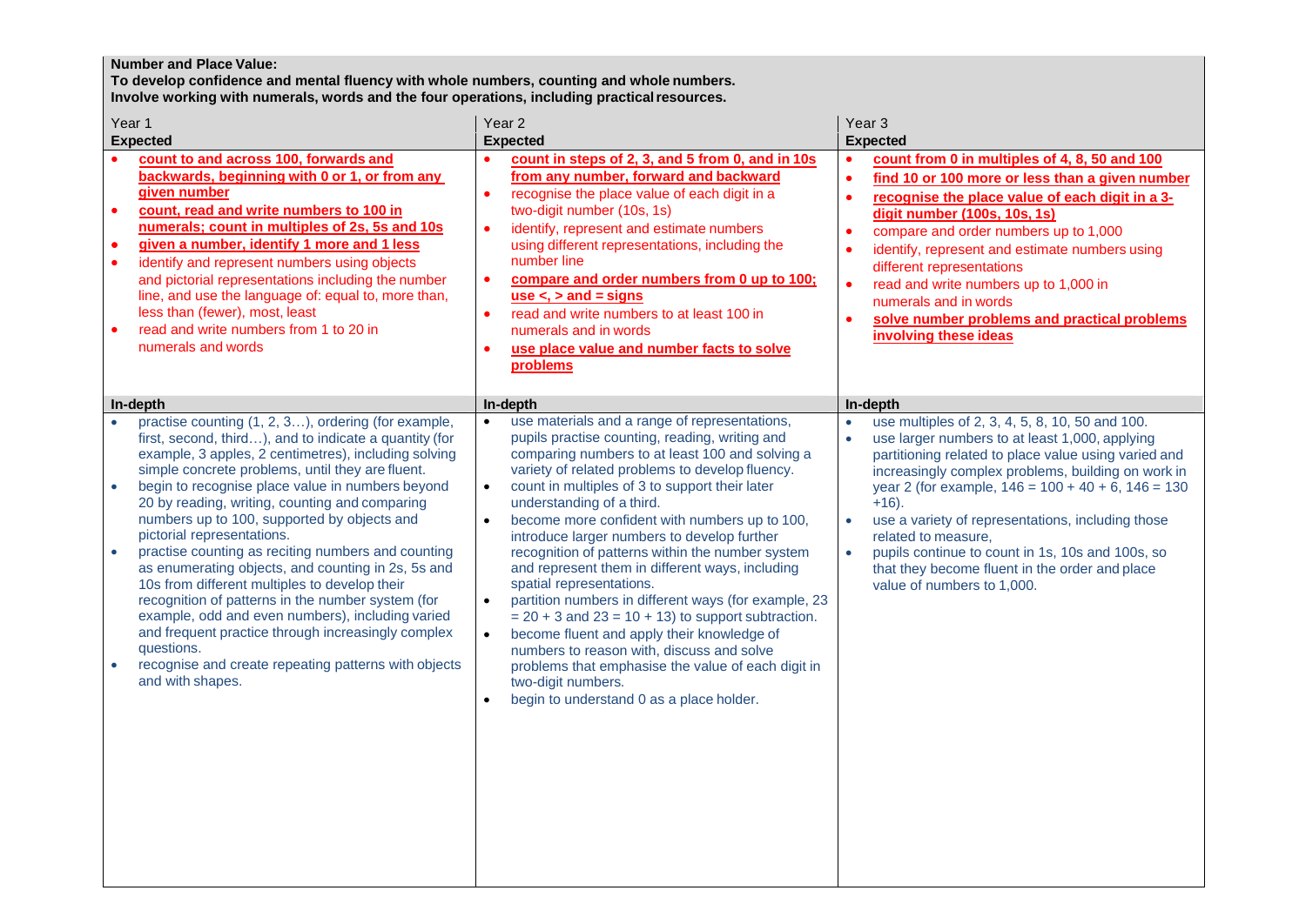**Number and Place Value:**
**To develop confidence and mental fluency with whole numbers, counting and whole numbers.**
**Involve working with numerals, words and the four operations, including practical resources.**

| Year 1 | Year 2 | Year 3 |
|---|---|---|
| **Expected** | **Expected** | **Expected** |
| • **count to and across 100, forwards and backwards, beginning with 0 or 1, or from any given number**<br>• **count, read and write numbers to 100 in numerals; count in multiples of 2s, 5s and 10s**<br>• **given a number, identify 1 more and 1 less**<br>• identify and represent numbers using objects and pictorial representations including the number line, and use the language of: equal to, more than, less than (fewer), most, least<br>• read and write numbers from 1 to 20 in numerals and words | • **count in steps of 2, 3, and 5 from 0, and in 10s from any number, forward and backward**<br>• recognise the place value of each digit in a two-digit number (10s, 1s)<br>• identify, represent and estimate numbers using different representations, including the number line<br>• **compare and order numbers from 0 up to 100; use <, > and = signs**<br>• read and write numbers to at least 100 in numerals and in words<br>• **use place value and number facts to solve problems** | • **count from 0 in multiples of 4, 8, 50 and 100**<br>• **find 10 or 100 more or less than a given number**<br>• **recognise the place value of each digit in a 3-digit number (100s, 10s, 1s)**<br>• compare and order numbers up to 1,000<br>• identify, represent and estimate numbers using different representations<br>• read and write numbers up to 1,000 in numerals and in words<br>• **solve number problems and practical problems involving these ideas** |
| **In-depth** | **In-depth** | **In-depth** |
| • practise counting (1, 2, 3…), ordering (for example, first, second, third…), and to indicate a quantity (for example, 3 apples, 2 centimetres), including solving simple concrete problems, until they are fluent.<br>• begin to recognise place value in numbers beyond 20 by reading, writing, counting and comparing numbers up to 100, supported by objects and pictorial representations.<br>• practise counting as reciting numbers and counting as enumerating objects, and counting in 2s, 5s and 10s from different multiples to develop their recognition of patterns in the number system (for example, odd and even numbers), including varied and frequent practice through increasingly complex questions.<br>• recognise and create repeating patterns with objects and with shapes. | • use materials and a range of representations, pupils practise counting, reading, writing and comparing numbers to at least 100 and solving a variety of related problems to develop fluency.<br>• count in multiples of 3 to support their later understanding of a third.<br>• become more confident with numbers up to 100, introduce larger numbers to develop further recognition of patterns within the number system and represent them in different ways, including spatial representations.<br>• partition numbers in different ways (for example, 23 = 20 + 3 and 23 = 10 + 13) to support subtraction.<br>• become fluent and apply their knowledge of numbers to reason with, discuss and solve problems that emphasise the value of each digit in two-digit numbers.<br>• begin to understand 0 as a place holder. | • use multiples of 2, 3, 4, 5, 8, 10, 50 and 100.<br>• use larger numbers to at least 1,000, applying partitioning related to place value using varied and increasingly complex problems, building on work in year 2 (for example, 146 = 100 + 40 + 6, 146 = 130 +16).<br>• use a variety of representations, including those related to measure,<br>• pupils continue to count in 1s, 10s and 100s, so that they become fluent in the order and place value of numbers to 1,000. |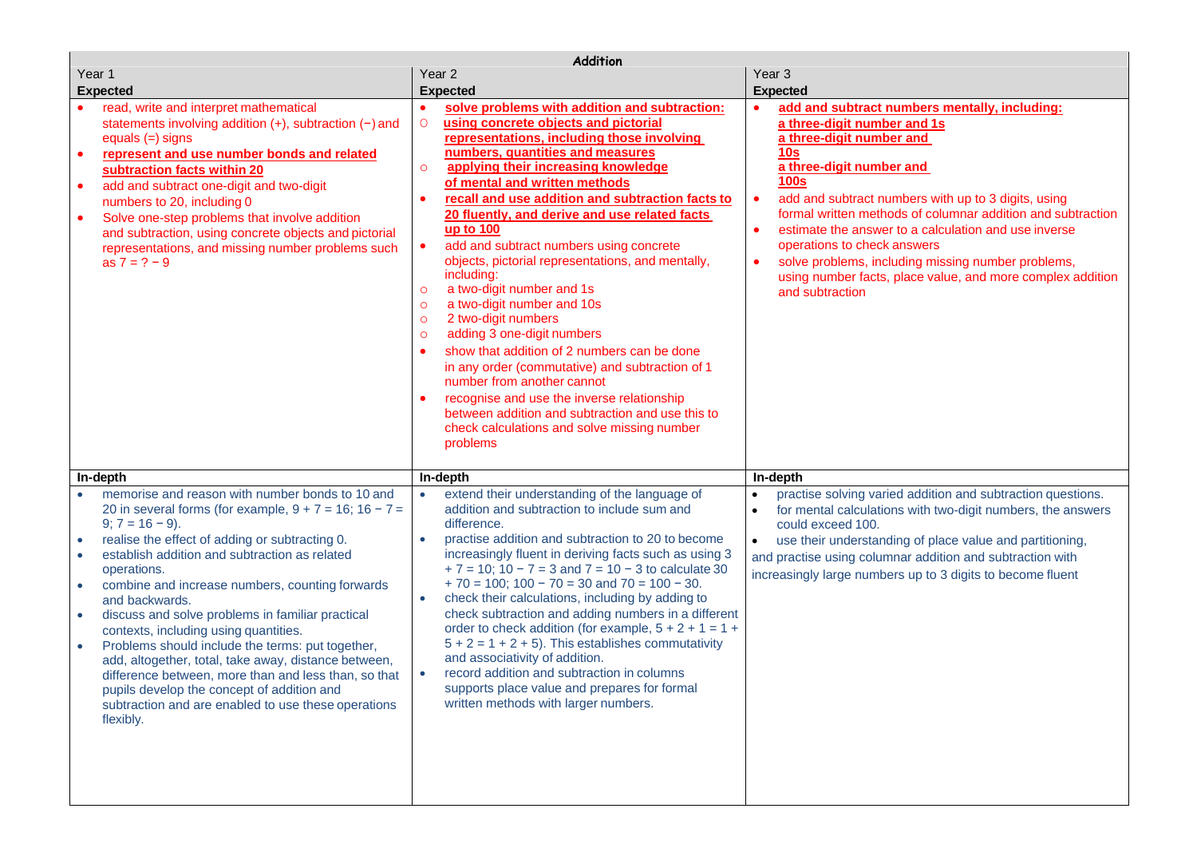| Addition | | |
|---|---|---|
| Year 1<br>**Expected** | Year 2<br>**Expected** | Year 3<br>**Expected** |
| • read, write and interpret mathematical statements involving addition (+), subtraction (−) and equals (=) signs<br>• **represent and use number bonds and related subtraction facts within 20**<br>• add and subtract one-digit and two-digit numbers to 20, including 0<br>• Solve one-step problems that involve addition and subtraction, using concrete objects and pictorial representations, and missing number problems such as 7 = ? − 9 | • **solve problems with addition and subtraction:**<br>○ **using concrete objects and pictorial representations, including those involving numbers, quantities and measures**<br>○ **applying their increasing knowledge of mental and written methods**<br>• **recall and use addition and subtraction facts to 20 fluently, and derive and use related facts up to 100**<br>• add and subtract numbers using concrete objects, pictorial representations, and mentally, including:<br>○ a two-digit number and 1s<br>○ a two-digit number and 10s<br>○ 2 two-digit numbers<br>○ adding 3 one-digit numbers<br>• show that addition of 2 numbers can be done in any order (commutative) and subtraction of 1 number from another cannot<br>• recognise and use the inverse relationship between addition and subtraction and use this to check calculations and solve missing number problems | • **add and subtract numbers mentally, including:**<br>**a three-digit number and 1s**<br>**a three-digit number and 10s**<br>**a three-digit number and 100s**<br>• add and subtract numbers with up to 3 digits, using formal written methods of columnar addition and subtraction<br>• estimate the answer to a calculation and use inverse operations to check answers<br>• solve problems, including missing number problems, using number facts, place value, and more complex addition and subtraction |
| **In-depth** | **In-depth** | **In-depth** |
| • memorise and reason with number bonds to 10 and 20 in several forms (for example, 9 + 7 = 16; 16 − 7 = 9; 7 = 16 − 9).<br>• realise the effect of adding or subtracting 0.<br>• establish addition and subtraction as related operations.<br>• combine and increase numbers, counting forwards and backwards.<br>• discuss and solve problems in familiar practical contexts, including using quantities.<br>• Problems should include the terms: put together, add, altogether, total, take away, distance between, difference between, more than and less than, so that pupils develop the concept of addition and subtraction and are enabled to use these operations flexibly. | • extend their understanding of the language of addition and subtraction to include sum and difference.<br>• practise addition and subtraction to 20 to become increasingly fluent in deriving facts such as using 3 + 7 = 10; 10 − 7 = 3 and 7 = 10 − 3 to calculate 30 + 70 = 100; 100 − 70 = 30 and 70 = 100 − 30.<br>• check their calculations, including by adding to check subtraction and adding numbers in a different order to check addition (for example, 5 + 2 + 1 = 1 + 5 + 2 = 1 + 2 + 5). This establishes commutativity and associativity of addition.<br>• record addition and subtraction in columns supports place value and prepares for formal written methods with larger numbers. | • practise solving varied addition and subtraction questions.<br>• for mental calculations with two-digit numbers, the answers could exceed 100.<br>• use their understanding of place value and partitioning, and practise using columnar addition and subtraction with increasingly large numbers up to 3 digits to become fluent |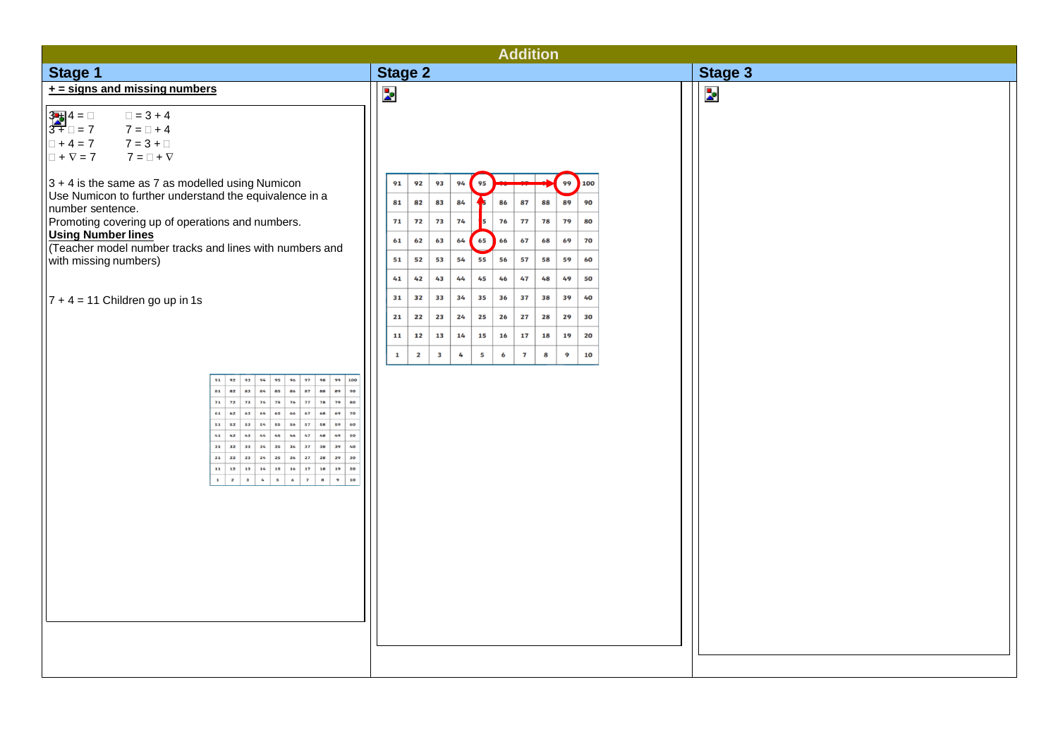# Addition

## Stage 1

**+ = signs and missing numbers**

3 + 4 = □ □ = 3 + 4
3 + □ = 7 7 = □ + 4
□ + 4 = 7 7 = 3 + □
□ + ∇ = 7 7 = □ + ∇

3 + 4 is the same as 7 as modelled using Numicon
Use Numicon to further understand the equivalence in a number sentence.
Promoting covering up of operations and numbers.

**Using Number lines**

(Teacher model number tracks and lines with numbers and with missing numbers)

7 + 4 = 11 Children go up in 1s

| | | | | | | | | | |
|---|---|---|---|---|---|---|---|---|---|
| 91 | 92 | 93 | 94 | 95 | 96 | 97 | 98 | 99 | 100 |
| 81 | 82 | 83 | 84 | 85 | 86 | 87 | 88 | 89 | 90 |
| 71 | 72 | 73 | 74 | 75 | 76 | 77 | 78 | 79 | 80 |
| 61 | 62 | 63 | 64 | 65 | 66 | 67 | 68 | 69 | 70 |
| 51 | 52 | 53 | 54 | 55 | 56 | 57 | 58 | 59 | 60 |
| 41 | 42 | 43 | 44 | 45 | 46 | 47 | 48 | 49 | 50 |
| 31 | 32 | 33 | 34 | 35 | 36 | 37 | 38 | 39 | 40 |
| 21 | 22 | 23 | 24 | 25 | 26 | 27 | 28 | 29 | 30 |
| 11 | 12 | 13 | 14 | 15 | 16 | 17 | 18 | 19 | 20 |
| 1 | 2 | 3 | 4 | 5 | 6 | 7 | 8 | 9 | 10 |

## Stage 2

| | | | | | | | | | |
|---|---|---|---|---|---|---|---|---|---|
| 91 | 92 | 93 | 94 | 95 | 96 | 97 | 98 | 99 | 100 |
| 81 | 82 | 83 | 84 | 85 | 86 | 87 | 88 | 89 | 90 |
| 71 | 72 | 73 | 74 | 75 | 76 | 77 | 78 | 79 | 80 |
| 61 | 62 | 63 | 64 | 65 | 66 | 67 | 68 | 69 | 70 |
| 51 | 52 | 53 | 54 | 55 | 56 | 57 | 58 | 59 | 60 |
| 41 | 42 | 43 | 44 | 45 | 46 | 47 | 48 | 49 | 50 |
| 31 | 32 | 33 | 34 | 35 | 36 | 37 | 38 | 39 | 40 |
| 21 | 22 | 23 | 24 | 25 | 26 | 27 | 28 | 29 | 30 |
| 11 | 12 | 13 | 14 | 15 | 16 | 17 | 18 | 19 | 20 |
| 1 | 2 | 3 | 4 | 5 | 6 | 7 | 8 | 9 | 10 |

## Stage 3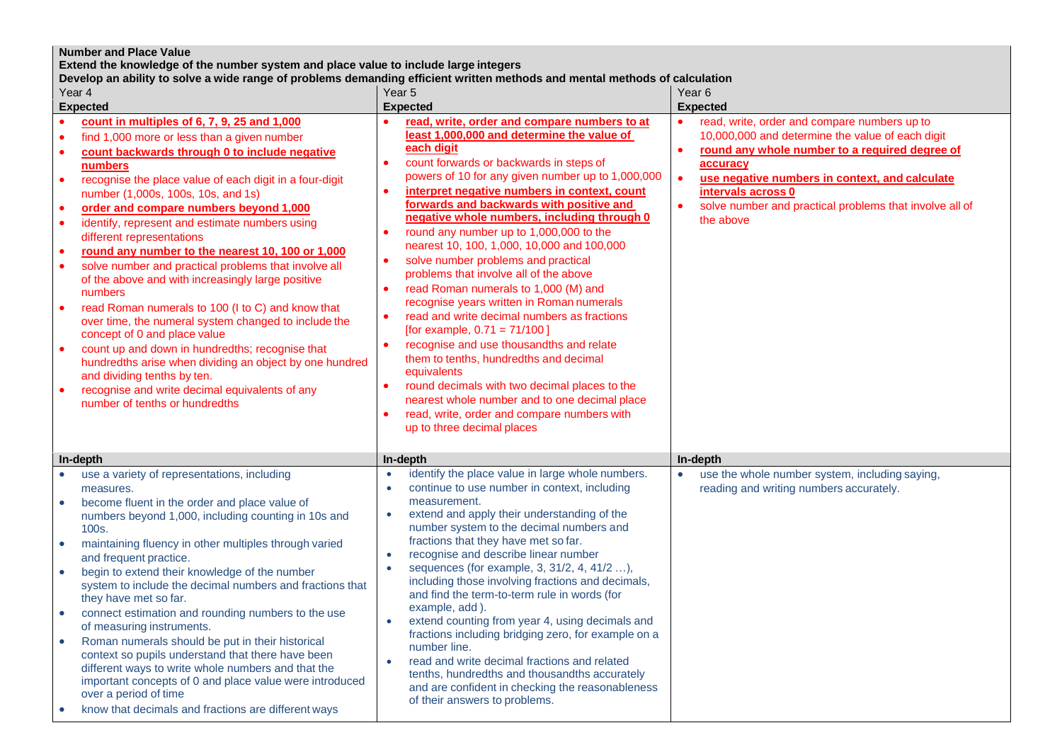**Number and Place Value**

**Extend the knowledge of the number system and place value to include large integers**

**Develop an ability to solve a wide range of problems demanding efficient written methods and mental methods of calculation**

| Year 4 | Year 5 | Year 6 |
|---|---|---|
| **Expected** | **Expected** | **Expected** |
| • **count in multiples of 6, 7, 9, 25 and 1,000**<br>• find 1,000 more or less than a given number<br>• **count backwards through 0 to include negative numbers**<br>• recognise the place value of each digit in a four-digit number (1,000s, 100s, 10s, and 1s)<br>• **order and compare numbers beyond 1,000**<br>• identify, represent and estimate numbers using different representations<br>• **round any number to the nearest 10, 100 or 1,000**<br>• solve number and practical problems that involve all of the above and with increasingly large positive numbers<br>• read Roman numerals to 100 (I to C) and know that over time, the numeral system changed to include the concept of 0 and place value<br>• count up and down in hundredths; recognise that hundredths arise when dividing an object by one hundred and dividing tenths by ten.<br>• recognise and write decimal equivalents of any number of tenths or hundredths | • **read, write, order and compare numbers to at least 1,000,000 and determine the value of each digit**<br>• count forwards or backwards in steps of powers of 10 for any given number up to 1,000,000<br>• **interpret negative numbers in context, count forwards and backwards with positive and negative whole numbers, including through 0**<br>• round any number up to 1,000,000 to the nearest 10, 100, 1,000, 10,000 and 100,000<br>• solve number problems and practical problems that involve all of the above<br>• read Roman numerals to 1,000 (M) and recognise years written in Roman numerals<br>• read and write decimal numbers as fractions [for example, 0.71 = 71/100 ]<br>• recognise and use thousandths and relate them to tenths, hundredths and decimal equivalents<br>• round decimals with two decimal places to the nearest whole number and to one decimal place<br>• read, write, order and compare numbers with up to three decimal places | • read, write, order and compare numbers up to 10,000,000 and determine the value of each digit<br>• **round any whole number to a required degree of accuracy**<br>• **use negative numbers in context, and calculate intervals across 0**<br>• solve number and practical problems that involve all of the above |
| **In-depth** | **In-depth** | **In-depth** |
| • use a variety of representations, including measures.<br>• become fluent in the order and place value of numbers beyond 1,000, including counting in 10s and 100s.<br>• maintaining fluency in other multiples through varied and frequent practice.<br>• begin to extend their knowledge of the number system to include the decimal numbers and fractions that they have met so far.<br>• connect estimation and rounding numbers to the use of measuring instruments.<br>• Roman numerals should be put in their historical context so pupils understand that there have been different ways to write whole numbers and that the important concepts of 0 and place value were introduced over a period of time<br>• know that decimals and fractions are different ways | • identify the place value in large whole numbers.<br>• continue to use number in context, including measurement.<br>• extend and apply their understanding of the number system to the decimal numbers and fractions that they have met so far.<br>• recognise and describe linear number<br>• sequences (for example, 3, 31/2, 4, 41/2 …), including those involving fractions and decimals, and find the term-to-term rule in words (for example, add ).<br>• extend counting from year 4, using decimals and fractions including bridging zero, for example on a number line.<br>• read and write decimal fractions and related tenths, hundredths and thousandths accurately and are confident in checking the reasonableness of their answers to problems. | • use the whole number system, including saying, reading and writing numbers accurately. |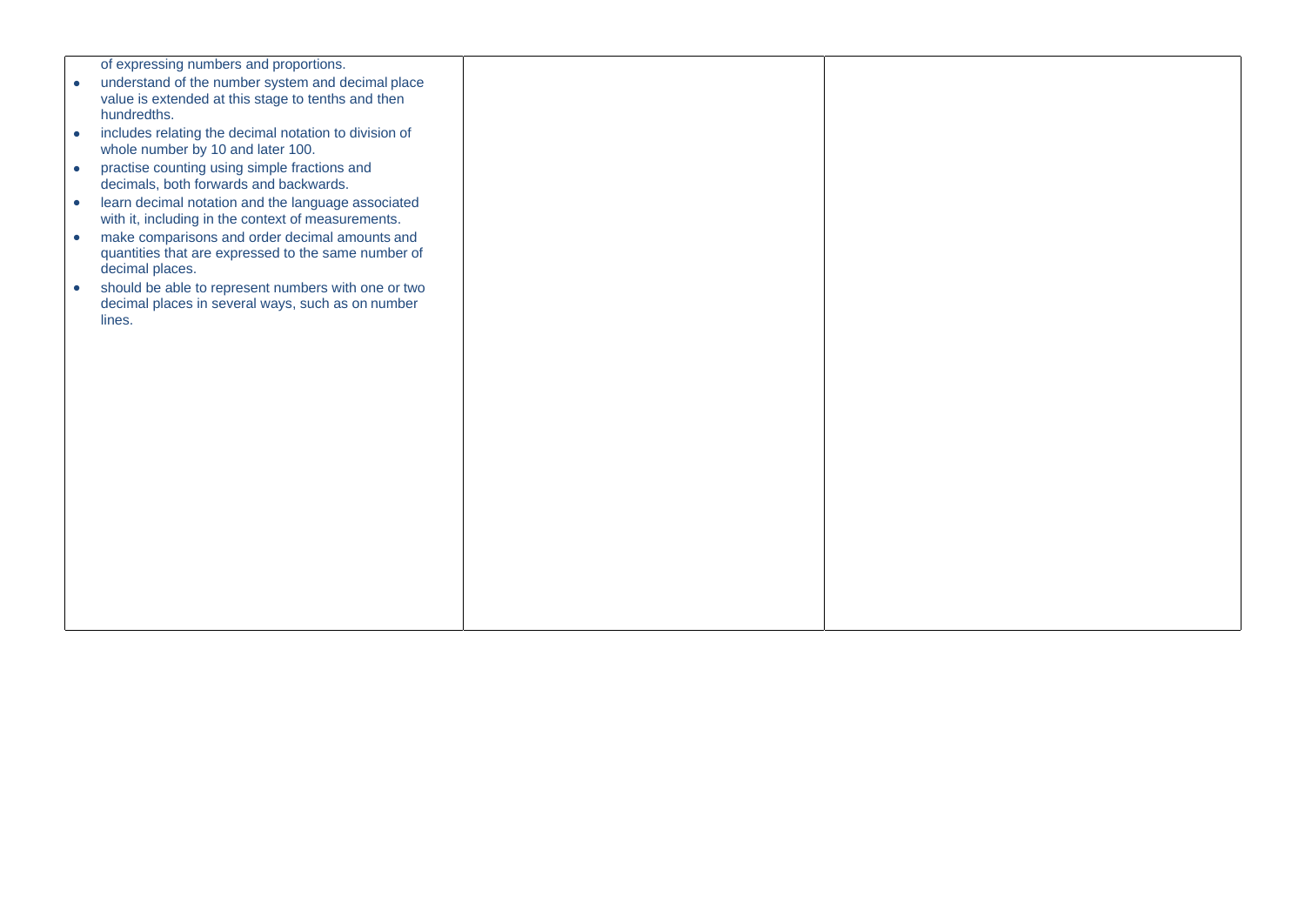| | | |
|---|---|---|
| of expressing numbers and proportions.<br>• understand of the number system and decimal place value is extended at this stage to tenths and then hundredths.<br>• includes relating the decimal notation to division of whole number by 10 and later 100.<br>• practise counting using simple fractions and decimals, both forwards and backwards.<br>• learn decimal notation and the language associated with it, including in the context of measurements.<br>• make comparisons and order decimal amounts and quantities that are expressed to the same number of decimal places.<br>• should be able to represent numbers with one or two decimal places in several ways, such as on number lines. | | |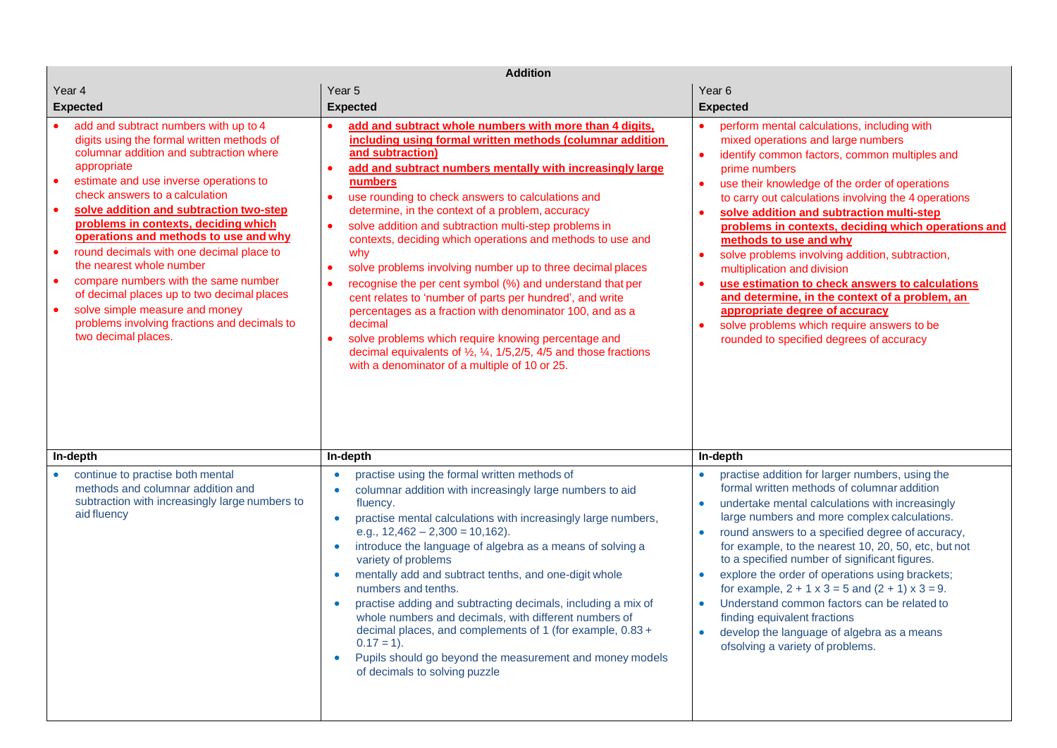| Addition | | |
|---|---|---|
| Year 4 | Year 5 | Year 6 |
| **Expected** | **Expected** | **Expected** |
| • add and subtract numbers with up to 4 digits using the formal written methods of columnar addition and subtraction where appropriate<br>• estimate and use inverse operations to check answers to a calculation<br>• **solve addition and subtraction two-step problems in contexts, deciding which operations and methods to use and why**<br>• round decimals with one decimal place to the nearest whole number<br>• compare numbers with the same number of decimal places up to two decimal places<br>• solve simple measure and money problems involving fractions and decimals to two decimal places. | • **add and subtract whole numbers with more than 4 digits, including using formal written methods (columnar addition and subtraction)**<br>• **add and subtract numbers mentally with increasingly large numbers**<br>• use rounding to check answers to calculations and determine, in the context of a problem, accuracy<br>• solve addition and subtraction multi-step problems in contexts, deciding which operations and methods to use and why<br>• solve problems involving number up to three decimal places<br>• recognise the per cent symbol (%) and understand that per cent relates to 'number of parts per hundred', and write percentages as a fraction with denominator 100, and as a decimal<br>• solve problems which require knowing percentage and decimal equivalents of ½, ¼, 1/5,2/5, 4/5 and those fractions with a denominator of a multiple of 10 or 25. | • perform mental calculations, including with mixed operations and large numbers<br>• identify common factors, common multiples and prime numbers<br>• use their knowledge of the order of operations to carry out calculations involving the 4 operations<br>• **solve addition and subtraction multi-step problems in contexts, deciding which operations and methods to use and why**<br>• solve problems involving addition, subtraction, multiplication and division<br>• **use estimation to check answers to calculations and determine, in the context of a problem, an appropriate degree of accuracy**<br>• solve problems which require answers to be rounded to specified degrees of accuracy |
| **In-depth** | **In-depth** | **In-depth** |
| • continue to practise both mental methods and columnar addition and subtraction with increasingly large numbers to aid fluency | • practise using the formal written methods of<br>• columnar addition with increasingly large numbers to aid fluency.<br>• practise mental calculations with increasingly large numbers, e.g., 12,462 – 2,300 = 10,162).<br>• introduce the language of algebra as a means of solving a variety of problems<br>• mentally add and subtract tenths, and one-digit whole numbers and tenths.<br>• practise adding and subtracting decimals, including a mix of whole numbers and decimals, with different numbers of decimal places, and complements of 1 (for example, 0.83 + 0.17 = 1).<br>• Pupils should go beyond the measurement and money models of decimals to solving puzzle | • practise addition for larger numbers, using the formal written methods of columnar addition<br>• undertake mental calculations with increasingly large numbers and more complex calculations.<br>• round answers to a specified degree of accuracy, for example, to the nearest 10, 20, 50, etc, but not to a specified number of significant figures.<br>• explore the order of operations using brackets; for example, 2 + 1 x 3 = 5 and (2 + 1) x 3 = 9.<br>• Understand common factors can be related to finding equivalent fractions<br>• develop the language of algebra as a means ofsolving a variety of problems. |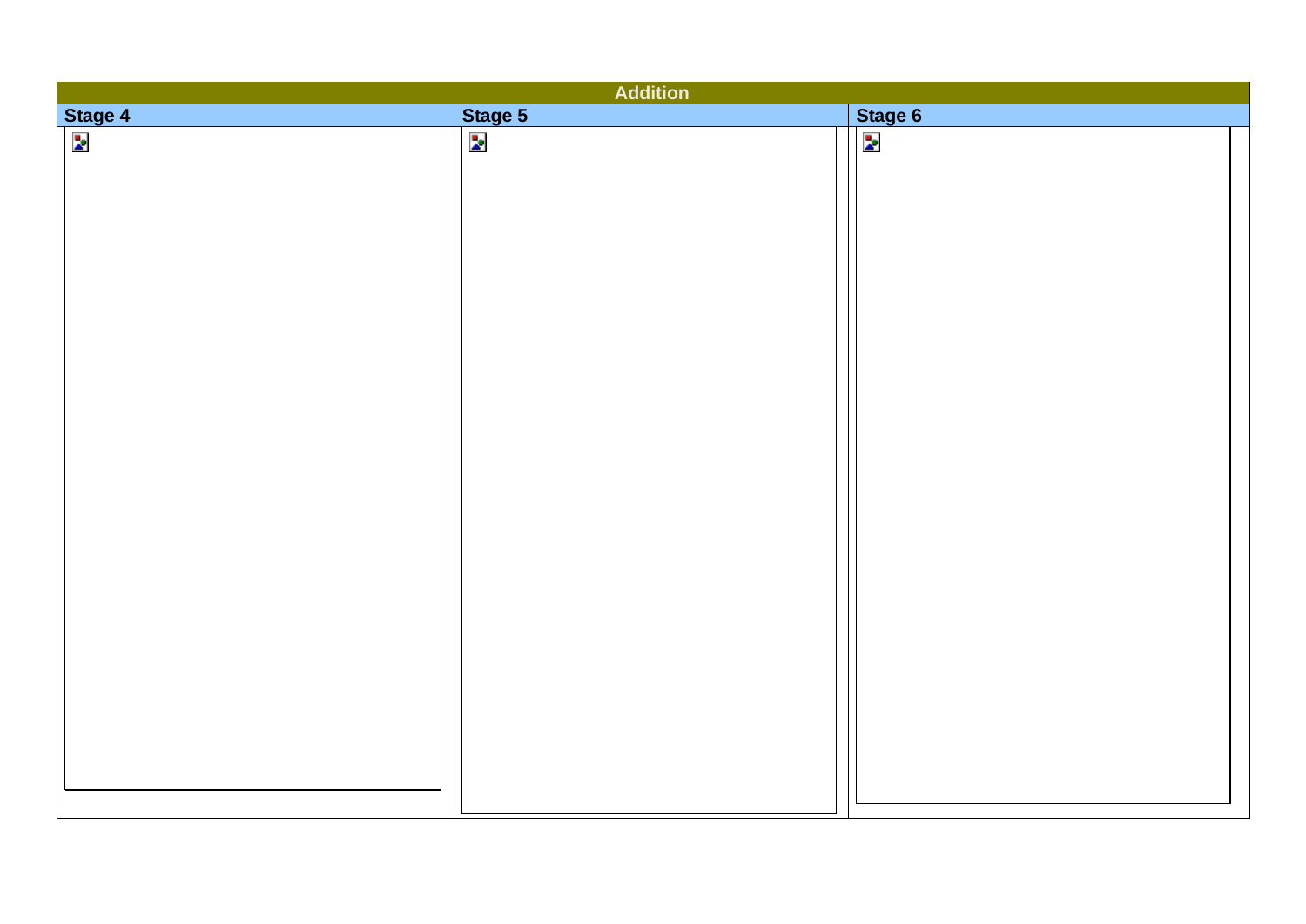| Addition | | |
| --- | --- | --- |
| **Stage 4** | **Stage 5** | **Stage 6** |
| | | |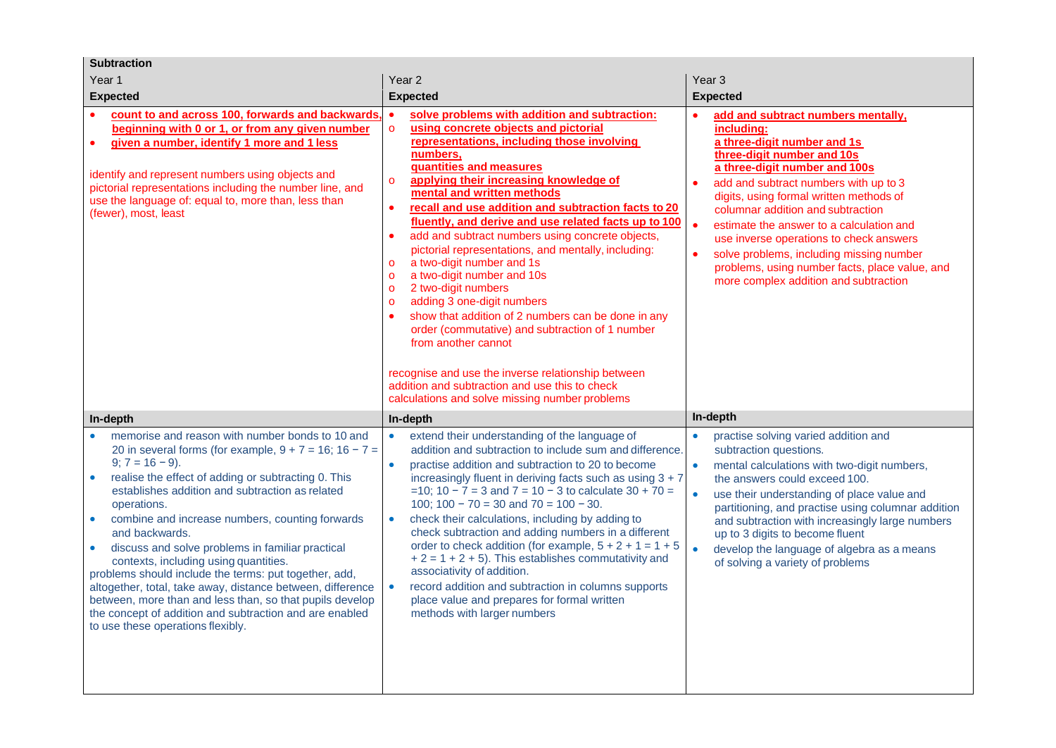**Subtraction**

| Year 1 | Year 2 | Year 3 |
|---|---|---|
| **Expected** | **Expected** | **Expected** |
| • **count to and across 100, forwards and backwards, beginning with 0 or 1, or from any given number**<br>• **given a number, identify 1 more and 1 less**<br><br>identify and represent numbers using objects and pictorial representations including the number line, and use the language of: equal to, more than, less than (fewer), most, least | • **solve problems with addition and subtraction:**<br>o **using concrete objects and pictorial representations, including those involving numbers, quantities and measures**<br>o **applying their increasing knowledge of mental and written methods**<br>• **recall and use addition and subtraction facts to 20 fluently, and derive and use related facts up to 100**<br>• add and subtract numbers using concrete objects, pictorial representations, and mentally, including:<br>o a two-digit number and 1s<br>o a two-digit number and 10s<br>o 2 two-digit numbers<br>o adding 3 one-digit numbers<br>• show that addition of 2 numbers can be done in any order (commutative) and subtraction of 1 number from another cannot<br><br>recognise and use the inverse relationship between addition and subtraction and use this to check calculations and solve missing number problems | • **add and subtract numbers mentally, including:**<br>**a three-digit number and 1s**<br>**three-digit number and 10s**<br>**a three-digit number and 100s**<br>• add and subtract numbers with up to 3 digits, using formal written methods of columnar addition and subtraction<br>• estimate the answer to a calculation and use inverse operations to check answers<br>• solve problems, including missing number problems, using number facts, place value, and more complex addition and subtraction |
| **In-depth** | **In-depth** | **In-depth** |
| • memorise and reason with number bonds to 10 and 20 in several forms (for example, 9 + 7 = 16; 16 − 7 = 9; 7 = 16 − 9).<br>• realise the effect of adding or subtracting 0. This establishes addition and subtraction as related operations.<br>• combine and increase numbers, counting forwards and backwards.<br>• discuss and solve problems in familiar practical contexts, including using quantities.<br>problems should include the terms: put together, add, altogether, total, take away, distance between, difference between, more than and less than, so that pupils develop the concept of addition and subtraction and are enabled to use these operations flexibly. | • extend their understanding of the language of addition and subtraction to include sum and difference.<br>• practise addition and subtraction to 20 to become increasingly fluent in deriving facts such as using 3 + 7 =10; 10 − 7 = 3 and 7 = 10 − 3 to calculate 30 + 70 = 100; 100 − 70 = 30 and 70 = 100 − 30.<br>• check their calculations, including by adding to check subtraction and adding numbers in a different order to check addition (for example, 5 + 2 + 1 = 1 + 5 + 2 = 1 + 2 + 5). This establishes commutativity and associativity of addition.<br>• record addition and subtraction in columns supports place value and prepares for formal written methods with larger numbers | • practise solving varied addition and subtraction questions.<br>• mental calculations with two-digit numbers, the answers could exceed 100.<br>• use their understanding of place value and partitioning, and practise using columnar addition and subtraction with increasingly large numbers up to 3 digits to become fluent<br>• develop the language of algebra as a means of solving a variety of problems |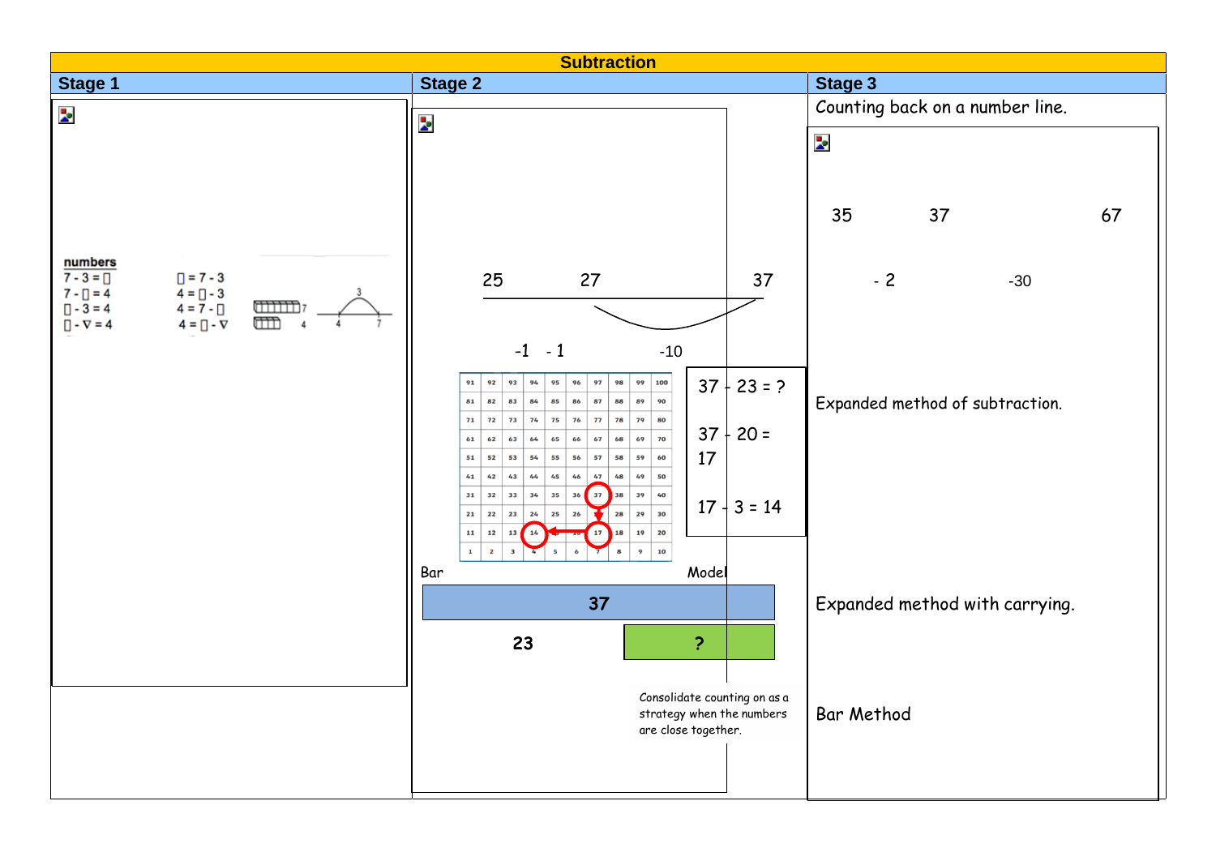# Subtraction

| Stage 1 | Stage 2 | Stage 3 |
|---|---|---|
| numbers<br>7 - 3 = ▯ &nbsp;&nbsp; ▯ = 7 - 3<br>7 - ▯ = 4 &nbsp;&nbsp; 4 = ▯ - 3<br>▯ - 3 = 4 &nbsp;&nbsp; 4 = 7 - ▯<br>▯ - ∇ = 4 &nbsp;&nbsp; 4 = ▯ - ∇<br>7 4 3 4 7 | 25 27 37<br>-1 - 1 -10<br>37 - 23 = ?<br>37 - 20 = 17<br>17 - 3 = 14<br>Bar Model<br>37<br>23 ?<br>Consolidate counting on as a strategy when the numbers are close together. | Counting back on a number line.<br>35 37 67<br>- 2 -30<br>Expanded method of subtraction.<br>Expanded method with carrying.<br>Bar Method |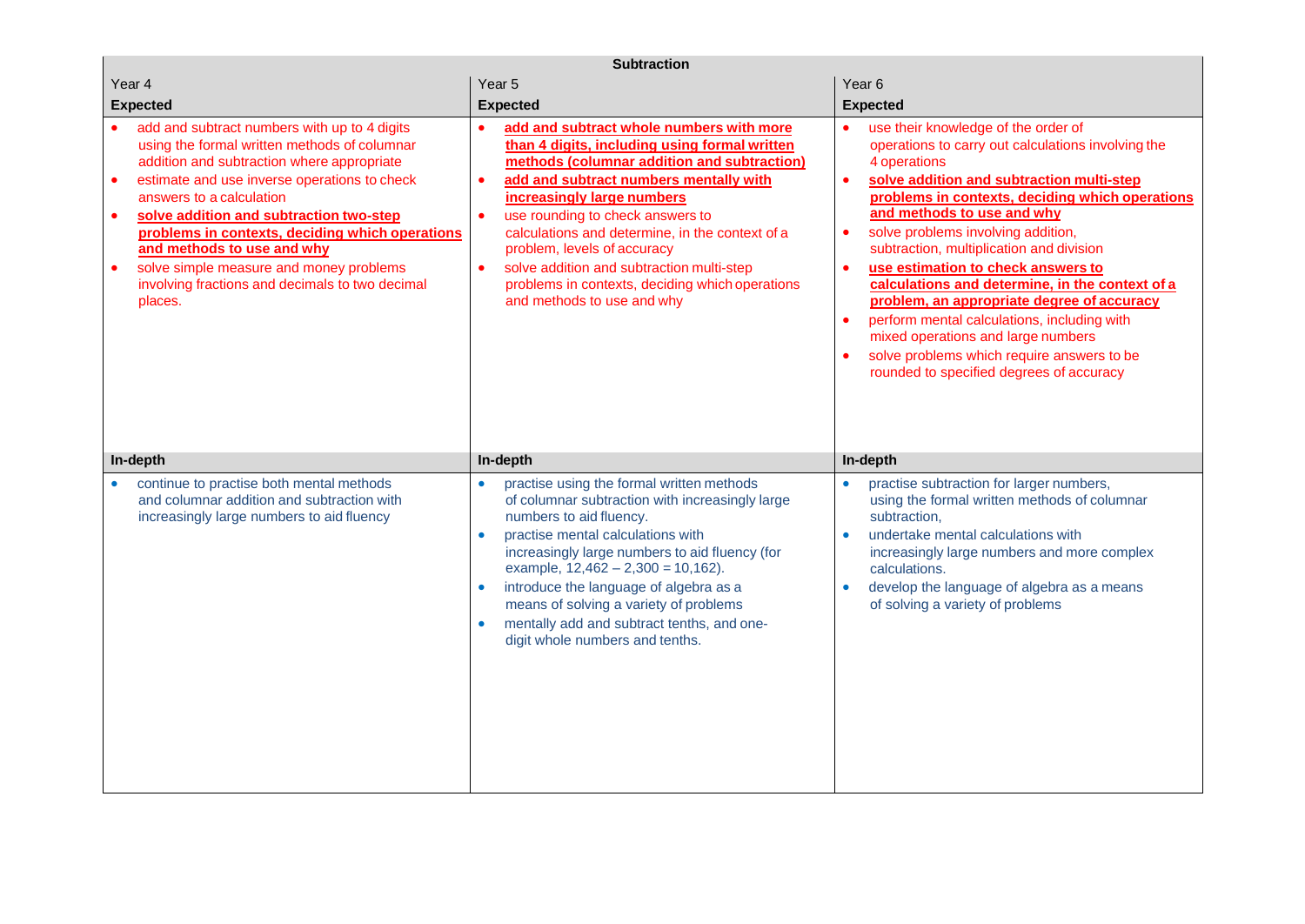| Subtraction | | |
|---|---|---|
| Year 4 | Year 5 | Year 6 |
| **Expected** | **Expected** | **Expected** |
| • add and subtract numbers with up to 4 digits using the formal written methods of columnar addition and subtraction where appropriate<br>• estimate and use inverse operations to check answers to a calculation<br>• **<u>solve addition and subtraction two-step problems in contexts, deciding which operations and methods to use and why</u>**<br>• solve simple measure and money problems involving fractions and decimals to two decimal places. | • **<u>add and subtract whole numbers with more than 4 digits, including using formal written methods (columnar addition and subtraction)</u>**<br>• **<u>add and subtract numbers mentally with increasingly large numbers</u>**<br>• use rounding to check answers to calculations and determine, in the context of a problem, levels of accuracy<br>• solve addition and subtraction multi-step problems in contexts, deciding which operations and methods to use and why | • use their knowledge of the order of operations to carry out calculations involving the 4 operations<br>• **<u>solve addition and subtraction multi-step problems in contexts, deciding which operations and methods to use and why</u>**<br>• solve problems involving addition, subtraction, multiplication and division<br>• **<u>use estimation to check answers to calculations and determine, in the context of a problem, an appropriate degree of accuracy</u>**<br>• perform mental calculations, including with mixed operations and large numbers<br>• solve problems which require answers to be rounded to specified degrees of accuracy |
| **In-depth** | **In-depth** | **In-depth** |
| • continue to practise both mental methods and columnar addition and subtraction with increasingly large numbers to aid fluency | • practise using the formal written methods of columnar subtraction with increasingly large numbers to aid fluency.<br>• practise mental calculations with increasingly large numbers to aid fluency (for example, 12,462 – 2,300 = 10,162).<br>• introduce the language of algebra as a means of solving a variety of problems<br>• mentally add and subtract tenths, and one-digit whole numbers and tenths. | • practise subtraction for larger numbers, using the formal written methods of columnar subtraction,<br>• undertake mental calculations with increasingly large numbers and more complex calculations.<br>• develop the language of algebra as a means of solving a variety of problems |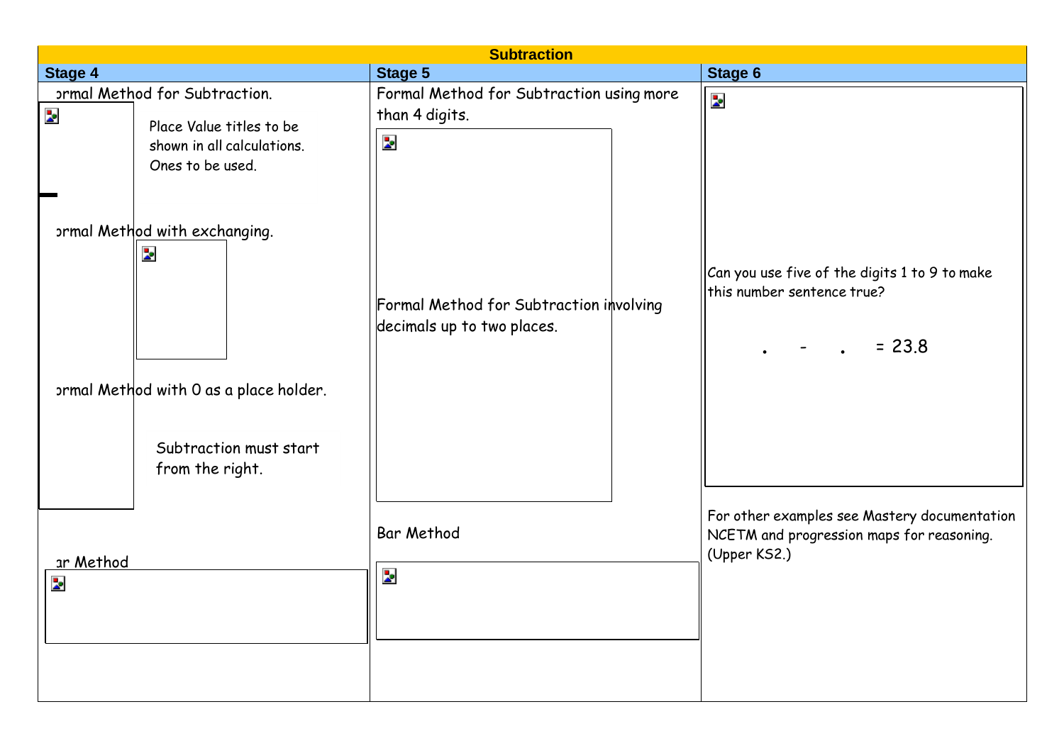| Subtraction | | |
|---|---|---|
| **Stage 4** | **Stage 5** | **Stage 6** |
| ormal Method for Subtraction.<br><br>Place Value titles to be shown in all calculations. Ones to be used.<br><br>ormal Method with exchanging.<br><br>ormal Method with 0 as a place holder.<br><br>Subtraction must start from the right.<br><br>ar Method | Formal Method for Subtraction using more than 4 digits.<br><br>Formal Method for Subtraction involving decimals up to two places.<br><br>Bar Method | Can you use five of the digits 1 to 9 to make this number sentence true?<br><br>. - . = 23.8<br><br>For other examples see Mastery documentation NCETM and progression maps for reasoning. (Upper KS2.) |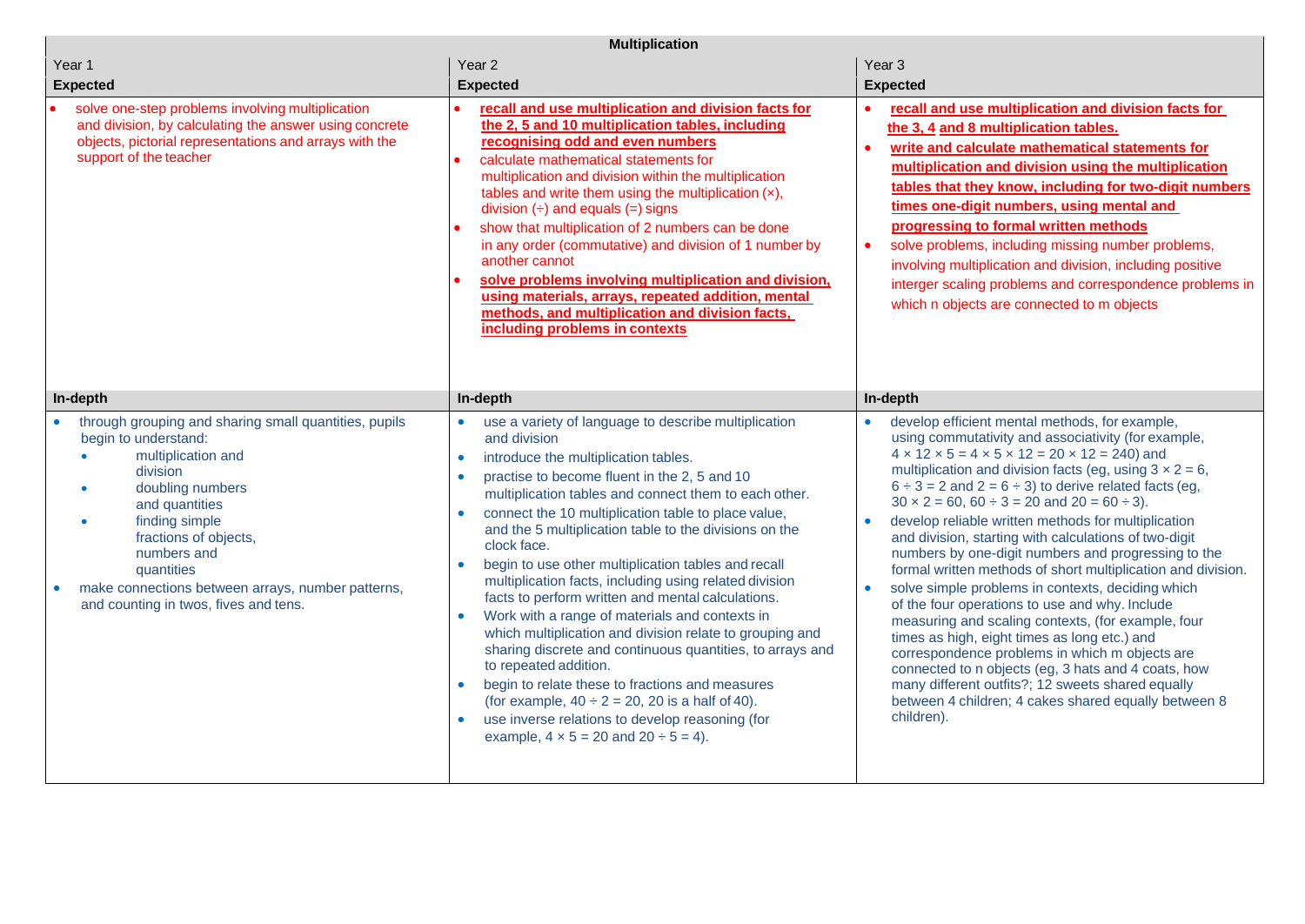| Multiplication | | |
|---|---|---|
| Year 1 | Year 2 | Year 3 |
| **Expected** | **Expected** | **Expected** |
| • solve one-step problems involving multiplication and division, by calculating the answer using concrete objects, pictorial representations and arrays with the support of the teacher | • **recall and use multiplication and division facts for the 2, 5 and 10 multiplication tables, including recognising odd and even numbers**<br>• calculate mathematical statements for multiplication and division within the multiplication tables and write them using the multiplication (×), division (÷) and equals (=) signs<br>• show that multiplication of 2 numbers can be done in any order (commutative) and division of 1 number by another cannot<br>• **solve problems involving multiplication and division, using materials, arrays, repeated addition, mental methods, and multiplication and division facts, including problems in contexts** | • **recall and use multiplication and division facts for the 3, 4 and 8 multiplication tables.**<br>• **write and calculate mathematical statements for multiplication and division using the multiplication tables that they know, including for two-digit numbers times one-digit numbers, using mental and progressing to formal written methods**<br>• solve problems, including missing number problems, involving multiplication and division, including positive interger scaling problems and correspondence problems in which n objects are connected to m objects |
| **In-depth** | **In-depth** | **In-depth** |
| • through grouping and sharing small quantities, pupils begin to understand:<br>  ◦ multiplication and division<br>  ◦ doubling numbers and quantities<br>  ◦ finding simple fractions of objects, numbers and quantities<br>• make connections between arrays, number patterns, and counting in twos, fives and tens. | • use a variety of language to describe multiplication and division<br>• introduce the multiplication tables.<br>• practise to become fluent in the 2, 5 and 10 multiplication tables and connect them to each other.<br>• connect the 10 multiplication table to place value, and the 5 multiplication table to the divisions on the clock face.<br>• begin to use other multiplication tables and recall multiplication facts, including using related division facts to perform written and mental calculations.<br>• Work with a range of materials and contexts in which multiplication and division relate to grouping and sharing discrete and continuous quantities, to arrays and to repeated addition.<br>• begin to relate these to fractions and measures (for example, $40 \div 2 = 20$, 20 is a half of 40).<br>• use inverse relations to develop reasoning (for example, $4 \times 5 = 20$ and $20 \div 5 = 4$). | • develop efficient mental methods, for example, using commutativity and associativity (for example, $4 \times 12 \times 5 = 4 \times 5 \times 12 = 20 \times 12 = 240$) and multiplication and division facts (eg, using $3 \times 2 = 6$, $6 \div 3 = 2$ and $2 = 6 \div 3$) to derive related facts (eg, $30 \times 2 = 60$, $60 \div 3 = 20$ and $20 = 60 \div 3$).<br>• develop reliable written methods for multiplication and division, starting with calculations of two-digit numbers by one-digit numbers and progressing to the formal written methods of short multiplication and division.<br>• solve simple problems in contexts, deciding which of the four operations to use and why. Include measuring and scaling contexts, (for example, four times as high, eight times as long etc.) and correspondence problems in which m objects are connected to n objects (eg, 3 hats and 4 coats, how many different outfits?; 12 sweets shared equally between 4 children; 4 cakes shared equally between 8 children). |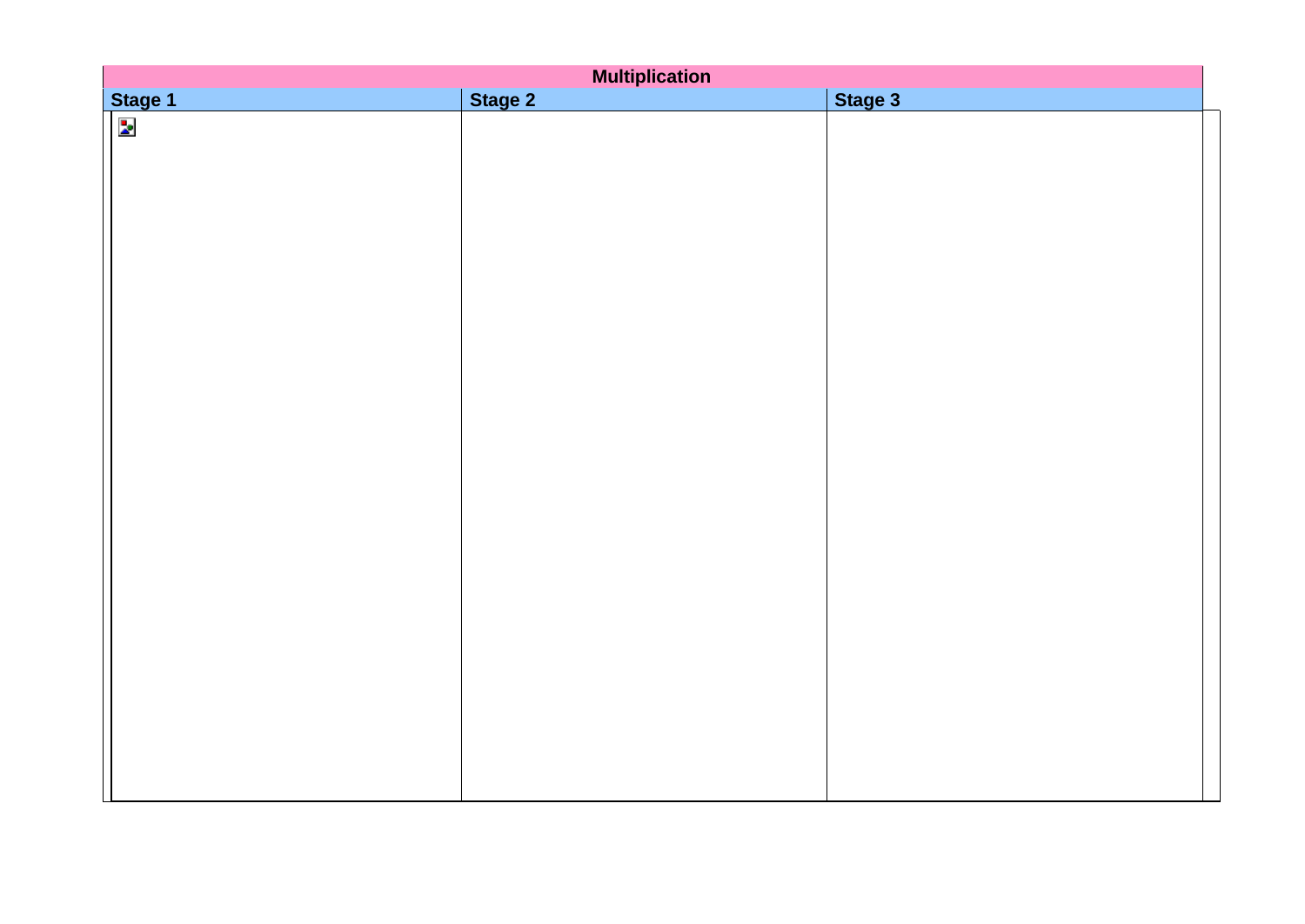| Multiplication | | |
|---|---|---|
| **Stage 1** | **Stage 2** | **Stage 3** |
| | | |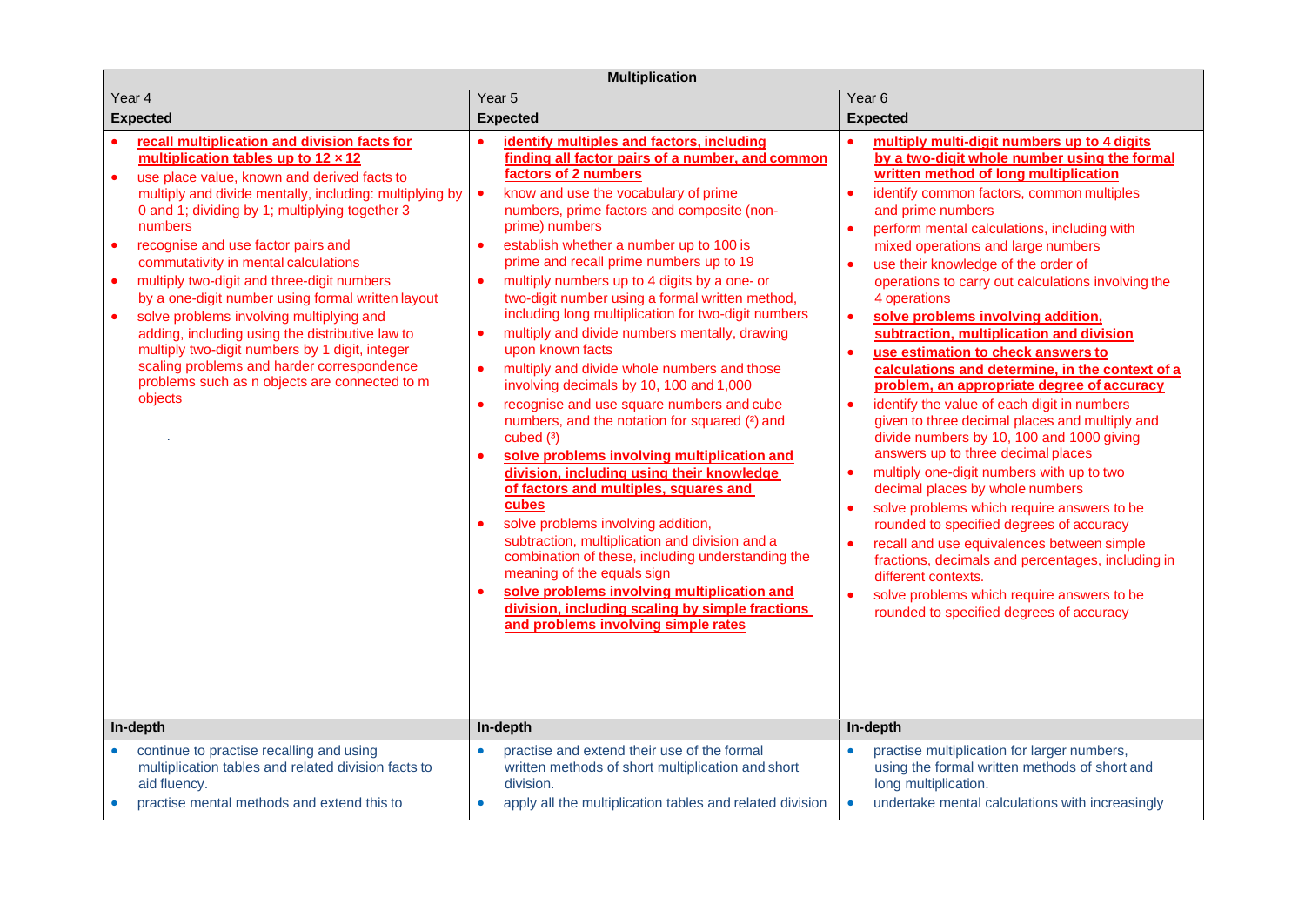| Multiplication | | |
|---|---|---|
| Year 4 | Year 5 | Year 6 |
| **Expected** | **Expected** | **Expected** |
| • **recall multiplication and division facts for multiplication tables up to 12 × 12**<br>• use place value, known and derived facts to multiply and divide mentally, including: multiplying by 0 and 1; dividing by 1; multiplying together 3 numbers<br>• recognise and use factor pairs and commutativity in mental calculations<br>• multiply two-digit and three-digit numbers by a one-digit number using formal written layout<br>• solve problems involving multiplying and adding, including using the distributive law to multiply two-digit numbers by 1 digit, integer scaling problems and harder correspondence problems such as n objects are connected to m objects<br>. | • **identify multiples and factors, including finding all factor pairs of a number, and common factors of 2 numbers**<br>• know and use the vocabulary of prime numbers, prime factors and composite (non-prime) numbers<br>• establish whether a number up to 100 is prime and recall prime numbers up to 19<br>• multiply numbers up to 4 digits by a one- or two-digit number using a formal written method, including long multiplication for two-digit numbers<br>• multiply and divide numbers mentally, drawing upon known facts<br>• multiply and divide whole numbers and those involving decimals by 10, 100 and 1,000<br>• recognise and use square numbers and cube numbers, and the notation for squared ($^2$) and cubed ($^3$)<br>• **solve problems involving multiplication and division, including using their knowledge of factors and multiples, squares and cubes**<br>• solve problems involving addition, subtraction, multiplication and division and a combination of these, including understanding the meaning of the equals sign<br>• **solve problems involving multiplication and division, including scaling by simple fractions and problems involving simple rates** | • **multiply multi-digit numbers up to 4 digits by a two-digit whole number using the formal written method of long multiplication**<br>• identify common factors, common multiples and prime numbers<br>• perform mental calculations, including with mixed operations and large numbers<br>• use their knowledge of the order of operations to carry out calculations involving the 4 operations<br>• **solve problems involving addition, subtraction, multiplication and division**<br>• **use estimation to check answers to calculations and determine, in the context of a problem, an appropriate degree of accuracy**<br>• identify the value of each digit in numbers given to three decimal places and multiply and divide numbers by 10, 100 and 1000 giving answers up to three decimal places<br>• multiply one-digit numbers with up to two decimal places by whole numbers<br>• solve problems which require answers to be rounded to specified degrees of accuracy<br>• recall and use equivalences between simple fractions, decimals and percentages, including in different contexts.<br>• solve problems which require answers to be rounded to specified degrees of accuracy |
| **In-depth** | **In-depth** | **In-depth** |
| • continue to practise recalling and using multiplication tables and related division facts to aid fluency.<br>• practise mental methods and extend this to | • practise and extend their use of the formal written methods of short multiplication and short division.<br>• apply all the multiplication tables and related division | • practise multiplication for larger numbers, using the formal written methods of short and long multiplication.<br>• undertake mental calculations with increasingly |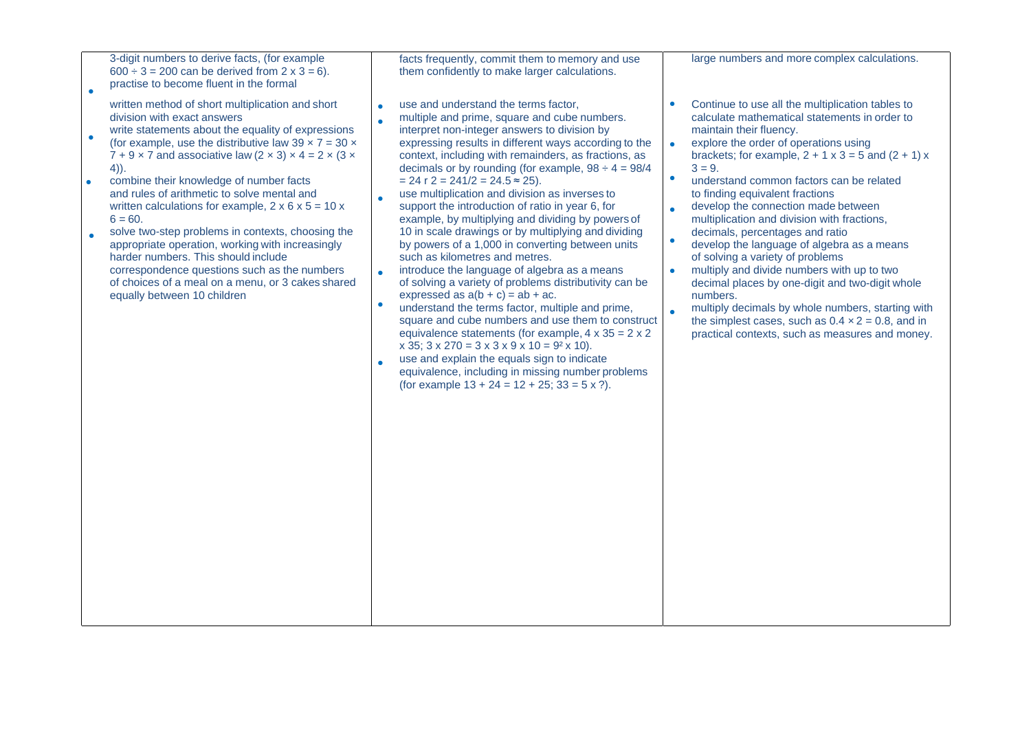| | | |
|---|---|---|
| 3-digit numbers to derive facts, (for example $600 \div 3 = 200$ can be derived from $2 \times 3 = 6$).<br>• practise to become fluent in the formal written method of short multiplication and short division with exact answers<br>• write statements about the equality of expressions (for example, use the distributive law $39 \times 7 = 30 \times 7 + 9 \times 7$ and associative law $(2 \times 3) \times 4 = 2 \times (3 \times 4)$).<br>• combine their knowledge of number facts and rules of arithmetic to solve mental and written calculations for example, $2 \times 6 \times 5 = 10 \times 6 = 60$.<br>• solve two-step problems in contexts, choosing the appropriate operation, working with increasingly harder numbers. This should include correspondence questions such as the numbers of choices of a meal on a menu, or 3 cakes shared equally between 10 children | facts frequently, commit them to memory and use them confidently to make larger calculations.<br>• use and understand the terms factor,<br>• multiple and prime, square and cube numbers. interpret non-integer answers to division by expressing results in different ways according to the context, including with remainders, as fractions, as decimals or by rounding (for example, $98 \div 4 = 98/4 = 24$ r $2 = 24\frac{1}{2} = 24.5 \approx 25$).<br>• use multiplication and division as inverses to support the introduction of ratio in year 6, for example, by multiplying and dividing by powers of 10 in scale drawings or by multiplying and dividing by powers of a 1,000 in converting between units such as kilometres and metres.<br>• introduce the language of algebra as a means of solving a variety of problems distributivity can be expressed as $a(b + c) = ab + ac$.<br>• understand the terms factor, multiple and prime, square and cube numbers and use them to construct equivalence statements (for example, $4 \times 35 = 2 \times 2 \times 35$; $3 \times 270 = 3 \times 3 \times 9 \times 10 = 9^2 \times 10$).<br>• use and explain the equals sign to indicate equivalence, including in missing number problems (for example $13 + 24 = 12 + 25$; $33 = 5 \times ?$). | large numbers and more complex calculations.<br>• Continue to use all the multiplication tables to calculate mathematical statements in order to maintain their fluency.<br>• explore the order of operations using brackets; for example, $2 + 1 \times 3 = 5$ and $(2 + 1) \times 3 = 9$.<br>• understand common factors can be related to finding equivalent fractions<br>• develop the connection made between multiplication and division with fractions, decimals, percentages and ratio<br>• develop the language of algebra as a means of solving a variety of problems<br>• multiply and divide numbers with up to two decimal places by one-digit and two-digit whole numbers.<br>• multiply decimals by whole numbers, starting with the simplest cases, such as $0.4 \times 2 = 0.8$, and in practical contexts, such as measures and money. |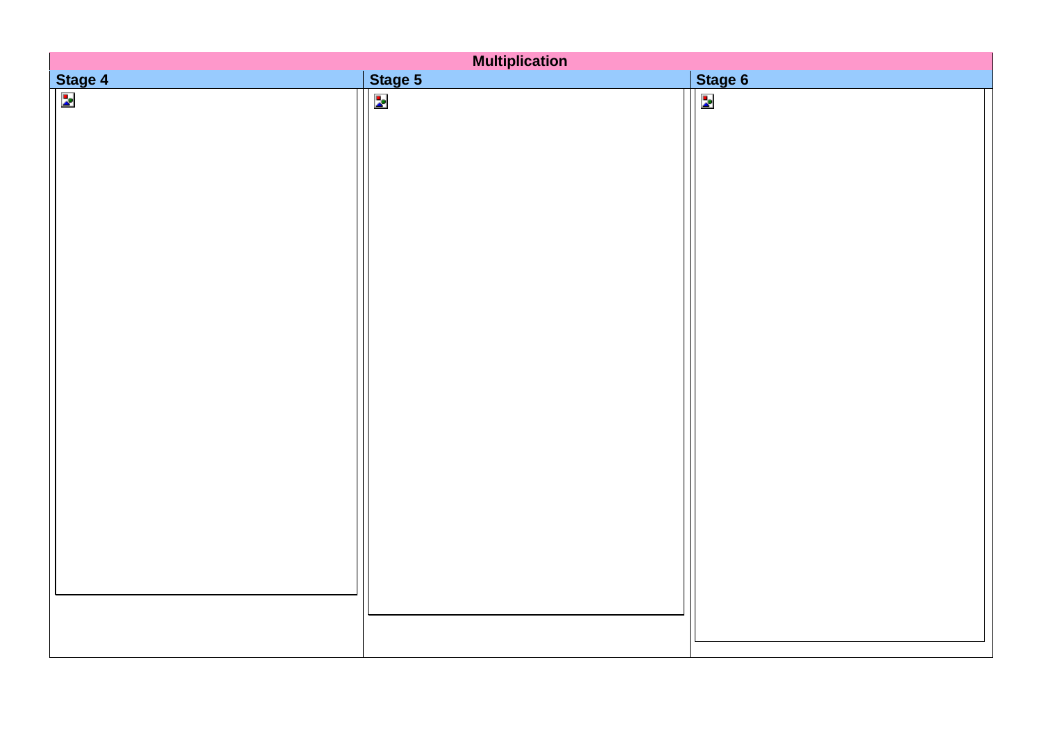| Multiplication | | |
| --- | --- | --- |
| **Stage 4** | **Stage 5** | **Stage 6** |
| | | |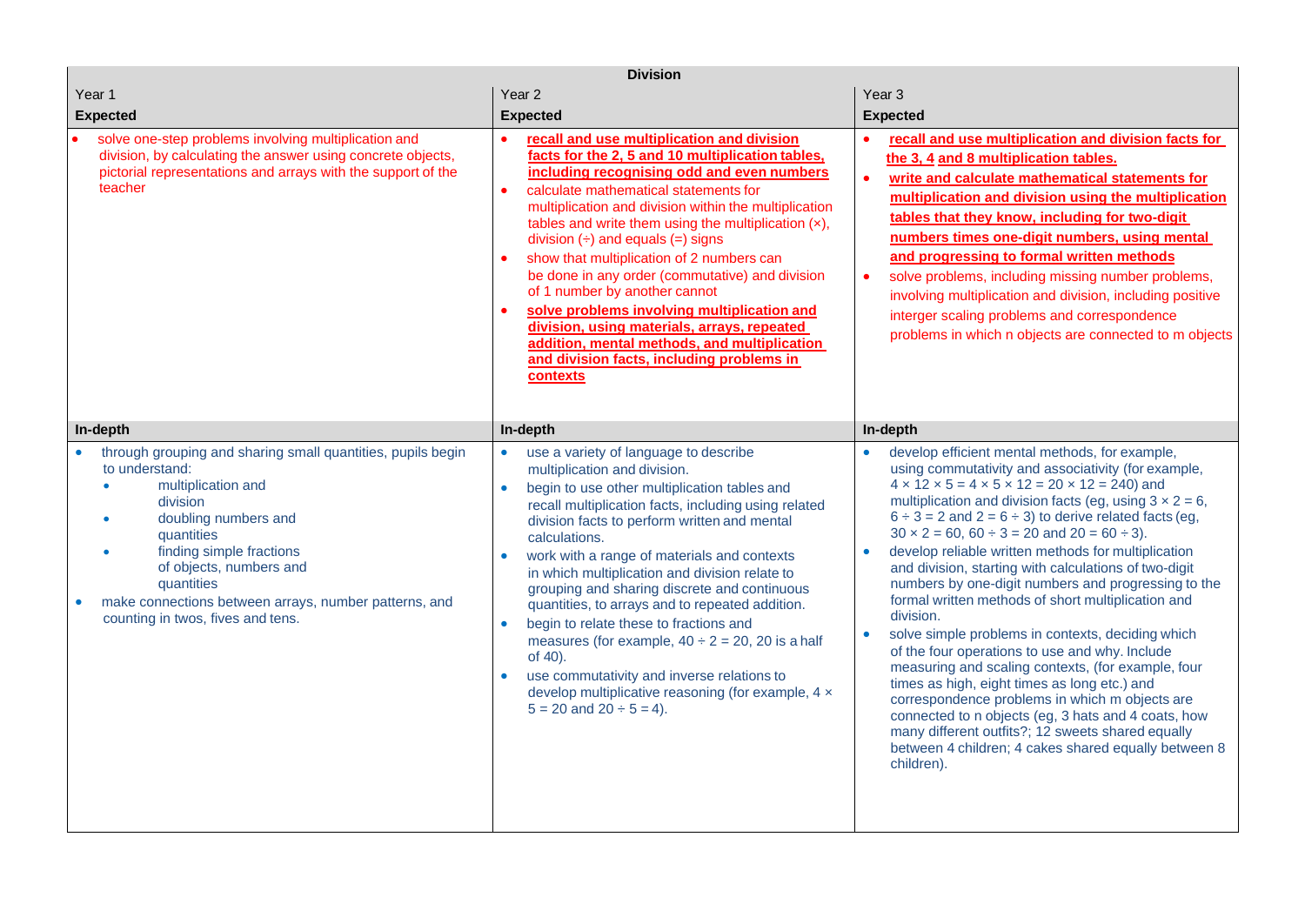| Division | | |
|---|---|---|
| Year 1 | Year 2 | Year 3 |
| **Expected** | **Expected** | **Expected** |
| • solve one-step problems involving multiplication and division, by calculating the answer using concrete objects, pictorial representations and arrays with the support of the teacher | • **recall and use multiplication and division facts for the 2, 5 and 10 multiplication tables, including recognising odd and even numbers**<br>• calculate mathematical statements for multiplication and division within the multiplication tables and write them using the multiplication (×), division (÷) and equals (=) signs<br>• show that multiplication of 2 numbers can be done in any order (commutative) and division of 1 number by another cannot<br>• **solve problems involving multiplication and division, using materials, arrays, repeated addition, mental methods, and multiplication and division facts, including problems in contexts** | • **recall and use multiplication and division facts for the 3, 4 and 8 multiplication tables.**<br>• **write and calculate mathematical statements for multiplication and division using the multiplication tables that they know, including for two-digit numbers times one-digit numbers, using mental and progressing to formal written methods**<br>• solve problems, including missing number problems, involving multiplication and division, including positive interger scaling problems and correspondence problems in which n objects are connected to m objects |
| **In-depth** | **In-depth** | **In-depth** |
| • through grouping and sharing small quantities, pupils begin to understand:<br>&nbsp;&nbsp;◦ multiplication and division<br>&nbsp;&nbsp;◦ doubling numbers and quantities<br>&nbsp;&nbsp;◦ finding simple fractions of objects, numbers and quantities<br>• make connections between arrays, number patterns, and counting in twos, fives and tens. | • use a variety of language to describe multiplication and division.<br>• begin to use other multiplication tables and recall multiplication facts, including using related division facts to perform written and mental calculations.<br>• work with a range of materials and contexts in which multiplication and division relate to grouping and sharing discrete and continuous quantities, to arrays and to repeated addition.<br>• begin to relate these to fractions and measures (for example, $40 \div 2 = 20$, 20 is a half of 40).<br>• use commutativity and inverse relations to develop multiplicative reasoning (for example, $4 \times 5 = 20$ and $20 \div 5 = 4$). | • develop efficient mental methods, for example, using commutativity and associativity (for example, $4 \times 12 \times 5 = 4 \times 5 \times 12 = 20 \times 12 = 240$) and multiplication and division facts (eg, using $3 \times 2 = 6$, $6 \div 3 = 2$ and $2 = 6 \div 3$) to derive related facts (eg, $30 \times 2 = 60$, $60 \div 3 = 20$ and $20 = 60 \div 3$).<br>• develop reliable written methods for multiplication and division, starting with calculations of two-digit numbers by one-digit numbers and progressing to the formal written methods of short multiplication and division.<br>• solve simple problems in contexts, deciding which of the four operations to use and why. Include measuring and scaling contexts, (for example, four times as high, eight times as long etc.) and correspondence problems in which m objects are connected to n objects (eg, 3 hats and 4 coats, how many different outfits?; 12 sweets shared equally between 4 children; 4 cakes shared equally between 8 children). |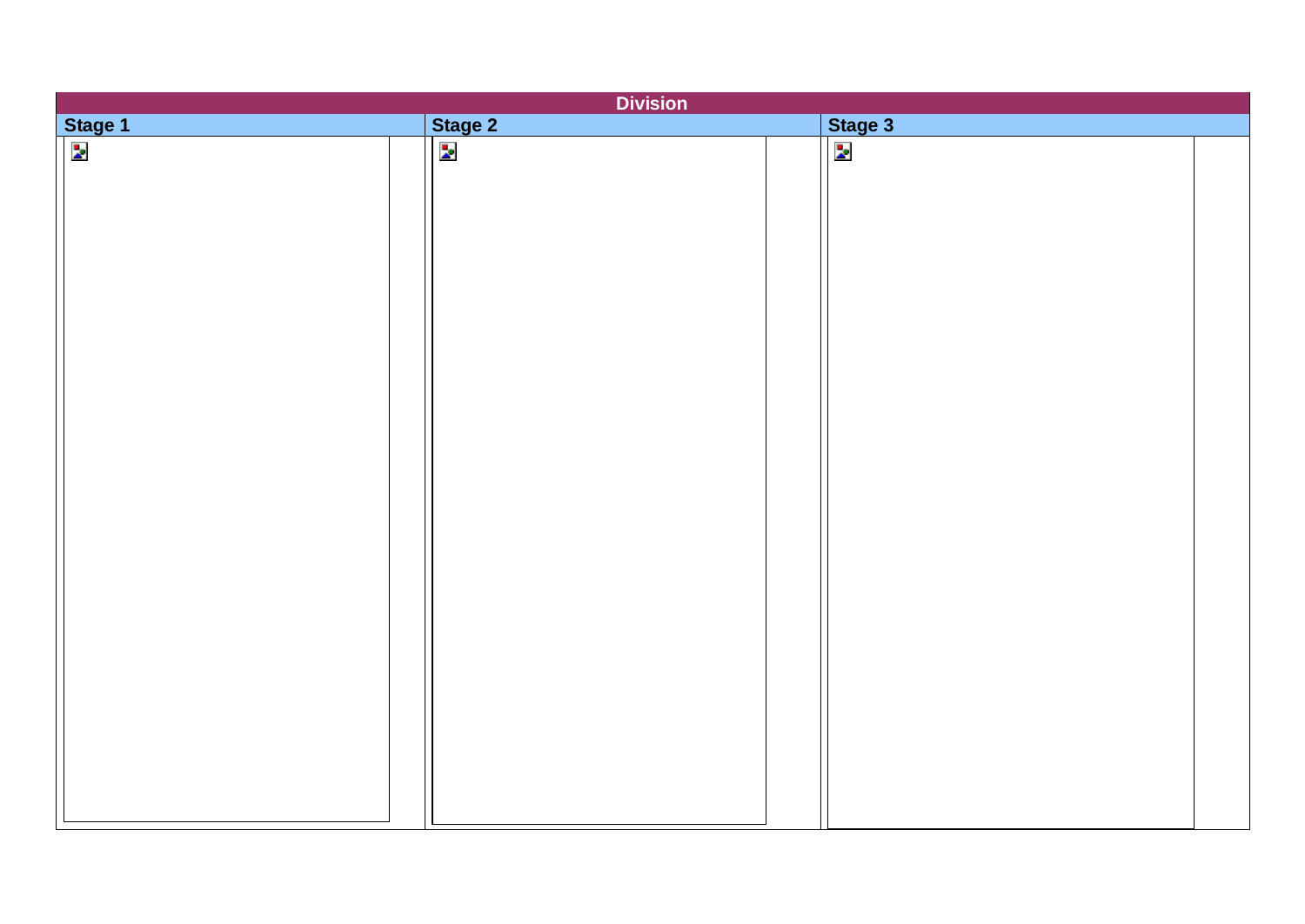| Division | | |
| --- | --- | --- |
| **Stage 1** | **Stage 2** | **Stage 3** |
| | | |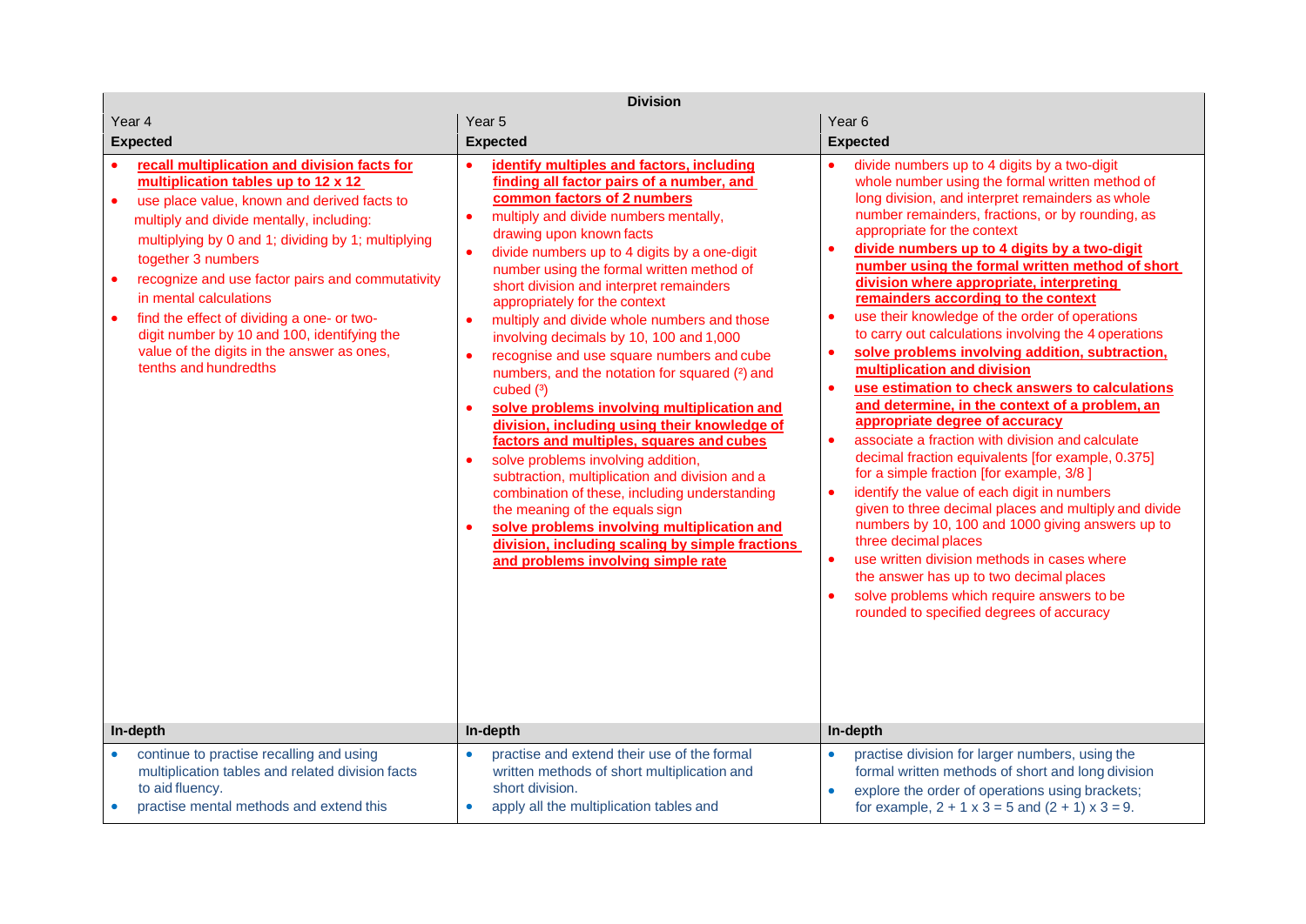| Division | | |
|---|---|---|
| Year 4 | Year 5 | Year 6 |
| **Expected** | **Expected** | **Expected** |
| • **recall multiplication and division facts for multiplication tables up to 12 x 12**<br>• use place value, known and derived facts to multiply and divide mentally, including: multiplying by 0 and 1; dividing by 1; multiplying together 3 numbers<br>• recognize and use factor pairs and commutativity in mental calculations<br>• find the effect of dividing a one- or two-digit number by 10 and 100, identifying the value of the digits in the answer as ones, tenths and hundredths | • **identify multiples and factors, including finding all factor pairs of a number, and common factors of 2 numbers**<br>• multiply and divide numbers mentally, drawing upon known facts<br>• divide numbers up to 4 digits by a one-digit number using the formal written method of short division and interpret remainders appropriately for the context<br>• multiply and divide whole numbers and those involving decimals by 10, 100 and 1,000<br>• recognise and use square numbers and cube numbers, and the notation for squared ($^2$) and cubed ($^3$)<br>• **solve problems involving multiplication and division, including using their knowledge of factors and multiples, squares and cubes**<br>• solve problems involving addition, subtraction, multiplication and division and a combination of these, including understanding the meaning of the equals sign<br>• **solve problems involving multiplication and division, including scaling by simple fractions and problems involving simple rate** | • divide numbers up to 4 digits by a two-digit whole number using the formal written method of long division, and interpret remainders as whole number remainders, fractions, or by rounding, as appropriate for the context<br>• **divide numbers up to 4 digits by a two-digit number using the formal written method of short division where appropriate, interpreting remainders according to the context**<br>• use their knowledge of the order of operations to carry out calculations involving the 4 operations<br>• **solve problems involving addition, subtraction, multiplication and division**<br>• **use estimation to check answers to calculations and determine, in the context of a problem, an appropriate degree of accuracy**<br>• associate a fraction with division and calculate decimal fraction equivalents [for example, 0.375] for a simple fraction [for example, 3/8 ]<br>• identify the value of each digit in numbers given to three decimal places and multiply and divide numbers by 10, 100 and 1000 giving answers up to three decimal places<br>• use written division methods in cases where the answer has up to two decimal places<br>• solve problems which require answers to be rounded to specified degrees of accuracy |
| **In-depth** | **In-depth** | **In-depth** |
| • continue to practise recalling and using multiplication tables and related division facts to aid fluency.<br>• practise mental methods and extend this | • practise and extend their use of the formal written methods of short multiplication and short division.<br>• apply all the multiplication tables and | • practise division for larger numbers, using the formal written methods of short and long division<br>• explore the order of operations using brackets; for example, 2 + 1 x 3 = 5 and (2 + 1) x 3 = 9. |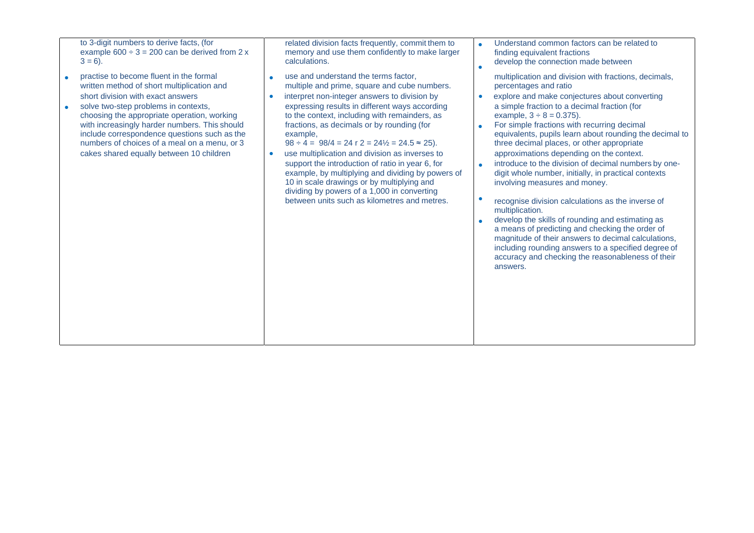| | | |
|---|---|---|
| to 3-digit numbers to derive facts, (for example $600 \div 3 = 200$ can be derived from $2 \times 3 = 6$).<br>• practise to become fluent in the formal written method of short multiplication and short division with exact answers<br>• solve two-step problems in contexts, choosing the appropriate operation, working with increasingly harder numbers. This should include correspondence questions such as the numbers of choices of a meal on a menu, or 3 cakes shared equally between 10 children | related division facts frequently, commit them to memory and use them confidently to make larger calculations.<br>• use and understand the terms factor, multiple and prime, square and cube numbers.<br>• interpret non-integer answers to division by expressing results in different ways according to the context, including with remainders, as fractions, as decimals or by rounding (for example, $98 \div 4 = 98/4 = 24 \text{ r } 2 = 24\frac{1}{2} = 24.5 \approx 25$).<br>• use multiplication and division as inverses to support the introduction of ratio in year 6, for example, by multiplying and dividing by powers of 10 in scale drawings or by multiplying and dividing by powers of a 1,000 in converting between units such as kilometres and metres. | • Understand common factors can be related to finding equivalent fractions<br>• develop the connection made between multiplication and division with fractions, decimals, percentages and ratio<br>• explore and make conjectures about converting a simple fraction to a decimal fraction (for example, $3 \div 8 = 0.375$).<br>• For simple fractions with recurring decimal equivalents, pupils learn about rounding the decimal to three decimal places, or other appropriate approximations depending on the context.<br>• introduce to the division of decimal numbers by one-digit whole number, initially, in practical contexts involving measures and money.<br>• recognise division calculations as the inverse of multiplication.<br>• develop the skills of rounding and estimating as a means of predicting and checking the order of magnitude of their answers to decimal calculations, including rounding answers to a specified degree of accuracy and checking the reasonableness of their answers. |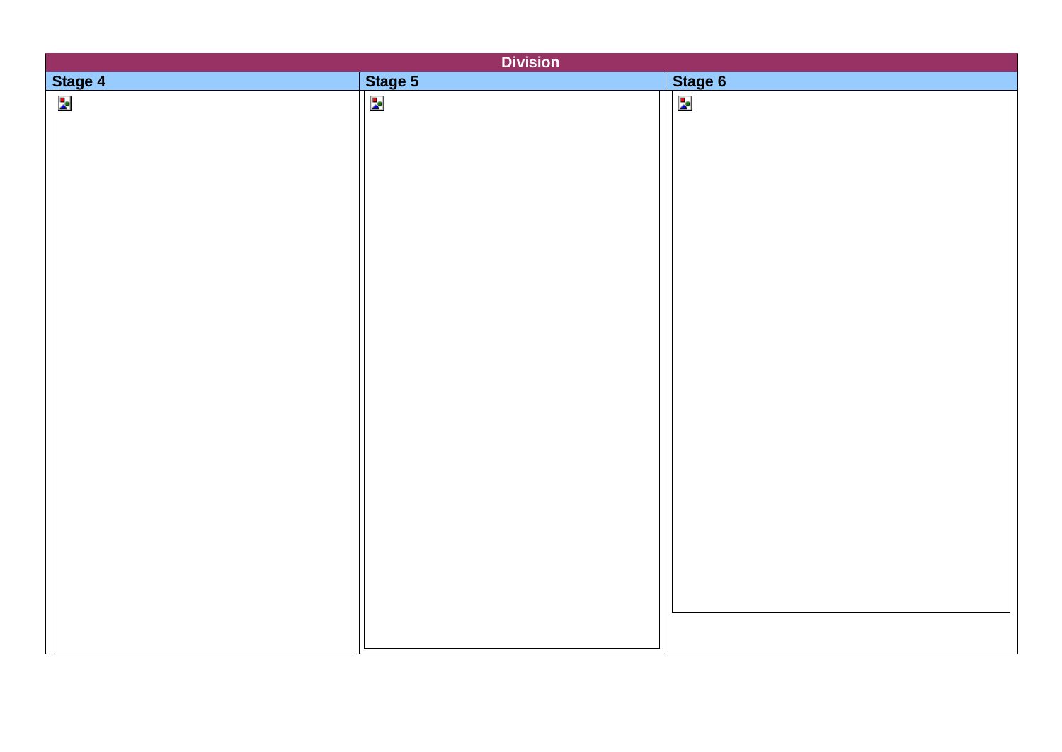| Division | | |
|---|---|---|
| **Stage 4** | **Stage 5** | **Stage 6** |
| | | |